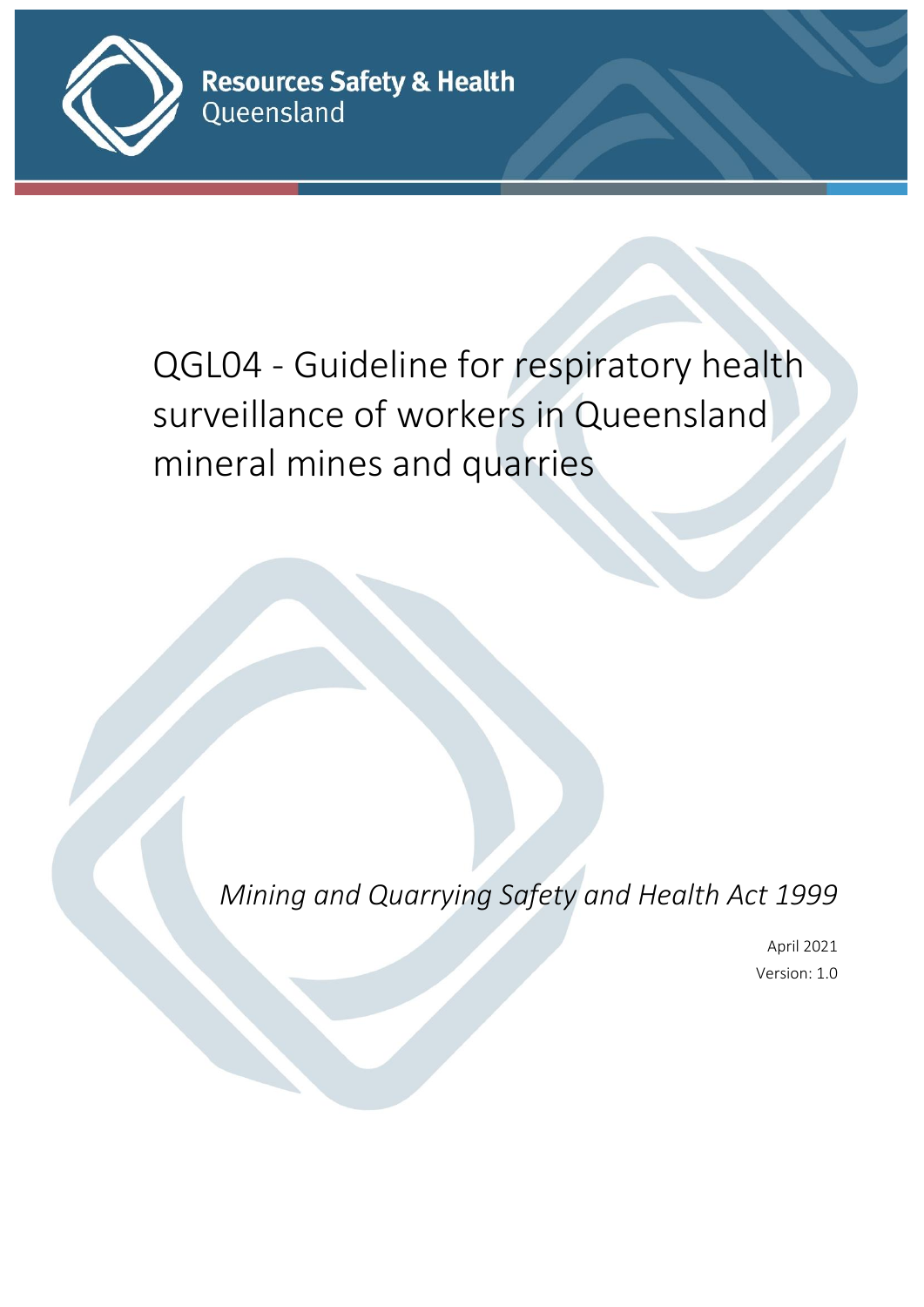Resources Safety & Health Queensland

# QGL04 - Guideline for respiratory health surveillance of workers in Queensland mineral mines and quarries

*Mining and Quarrying Safety and Health Act 1999*

April 2021

Version: 1.0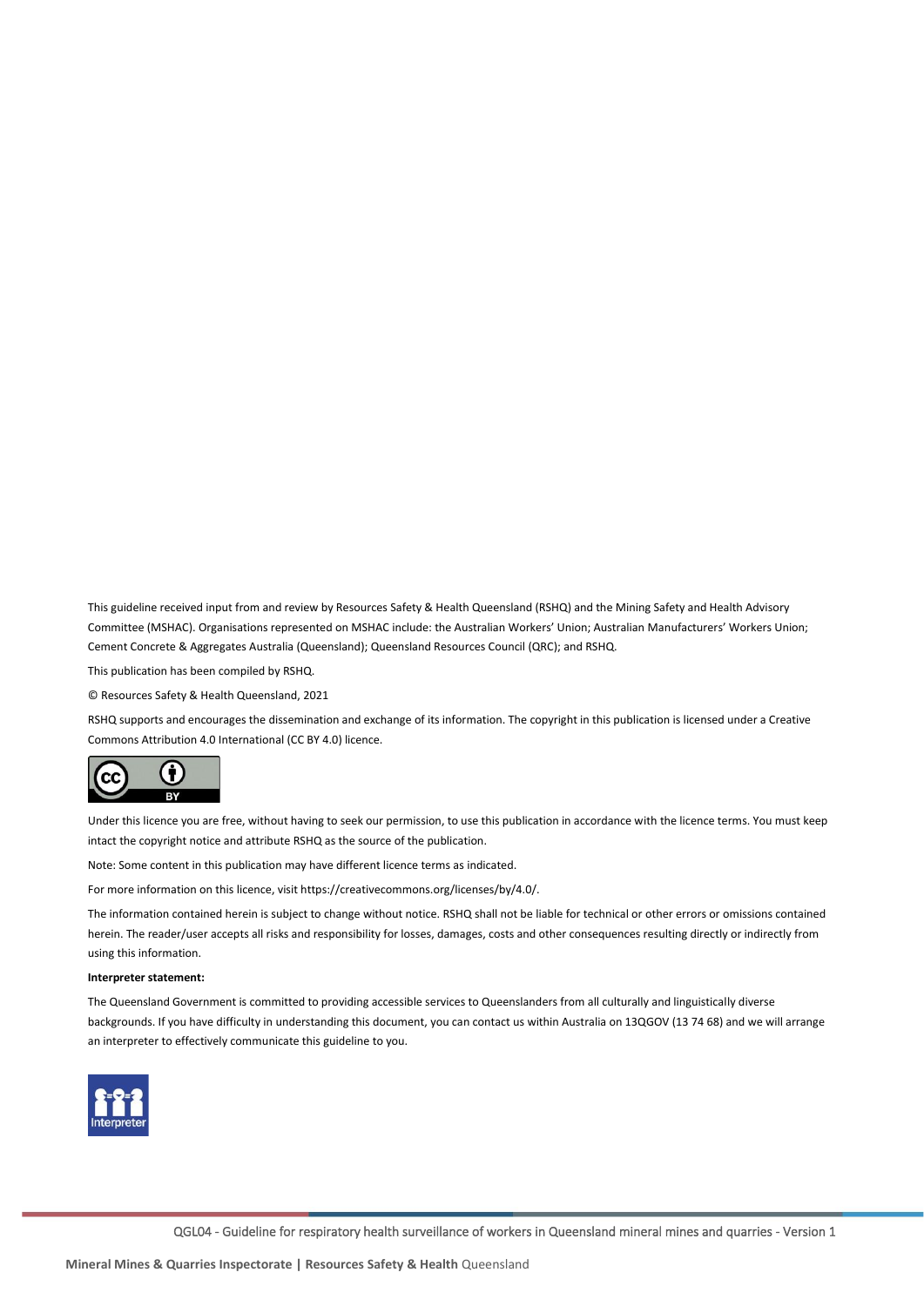This guideline received input from and review by Resources Safety & Health Queensland (RSHQ) and the Mining Safety and Health Advisory Committee (MSHAC). Organisations represented on MSHAC include: the Australian Workers' Union; Australian Manufacturers' Workers Union; Cement Concrete & Aggregates Australia (Queensland); Queensland Resources Council (QRC); and RSHQ.

This publication has been compiled by RSHQ.

© Resources Safety & Health Queensland, 2021

RSHQ supports and encourages the dissemination and exchange of its information. The copyright in this publication is licensed under a Creative Commons Attribution 4.0 International (CC BY 4.0) licence.

Under this licence you are free, without having to seek our permission, to use this publication in accordance with the licence terms. You must keep intact the copyright notice and attribute RSHQ as the source of the publication.

Note: Some content in this publication may have different licence terms as indicated.

For more information on this licence, visit https://creativecommons.org/licenses/by/4.0/.

The information contained herein is subject to change without notice. RSHQ shall not be liable for technical or other errors or omissions contained herein. The reader/user accepts all risks and responsibility for losses, damages, costs and other consequences resulting directly or indirectly from using this information.

**Interpreter statement:**

The Queensland Government is committed to providing accessible services to Queenslanders from all culturally and linguistically diverse backgrounds. If you have difficulty in understanding this document, you can contact us within Australia on 13QGOV (13 74 68) and we will arrange an interpreter to effectively communicate this guideline to you.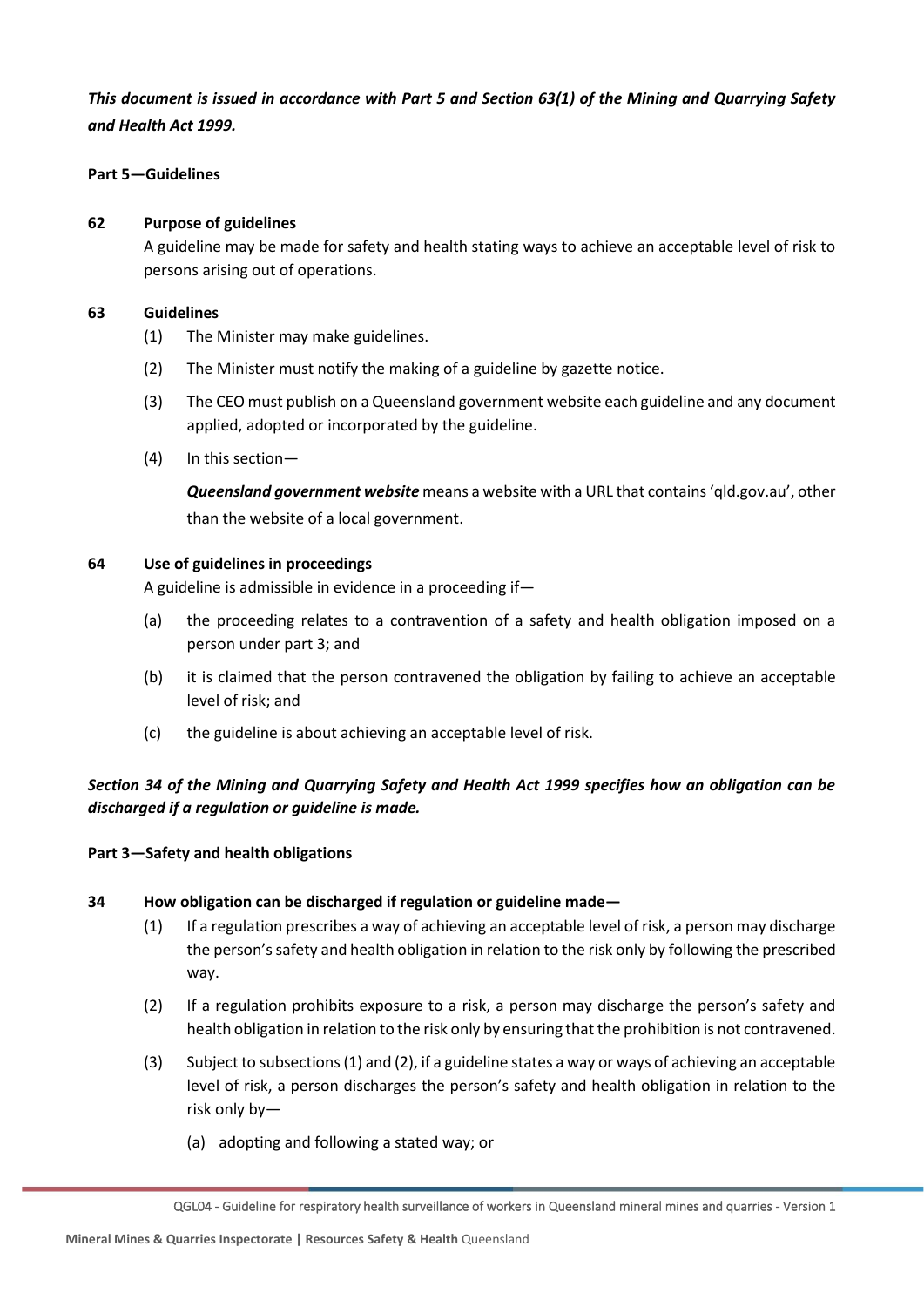***This document is issued in accordance with Part 5 and Section 63(1) of the Mining and Quarrying Safety and Health Act 1999.***

**Part 5—Guidelines**

**62 Purpose of guidelines**

A guideline may be made for safety and health stating ways to achieve an acceptable level of risk to persons arising out of operations.

**63 Guidelines**

(1) The Minister may make guidelines.

(2) The Minister must notify the making of a guideline by gazette notice.

(3) The CEO must publish on a Queensland government website each guideline and any document applied, adopted or incorporated by the guideline.

(4) In this section—

***Queensland government website*** means a website with a URL that contains 'qld.gov.au', other than the website of a local government.

**64 Use of guidelines in proceedings**

A guideline is admissible in evidence in a proceeding if—

(a) the proceeding relates to a contravention of a safety and health obligation imposed on a person under part 3; and

(b) it is claimed that the person contravened the obligation by failing to achieve an acceptable level of risk; and

(c) the guideline is about achieving an acceptable level of risk.

***Section 34 of the Mining and Quarrying Safety and Health Act 1999 specifies how an obligation can be discharged if a regulation or guideline is made.***

**Part 3—Safety and health obligations**

**34 How obligation can be discharged if regulation or guideline made—**

(1) If a regulation prescribes a way of achieving an acceptable level of risk, a person may discharge the person's safety and health obligation in relation to the risk only by following the prescribed way.

(2) If a regulation prohibits exposure to a risk, a person may discharge the person's safety and health obligation in relation to the risk only by ensuring that the prohibition is not contravened.

(3) Subject to subsections (1) and (2), if a guideline states a way or ways of achieving an acceptable level of risk, a person discharges the person's safety and health obligation in relation to the risk only by—

(a) adopting and following a stated way; or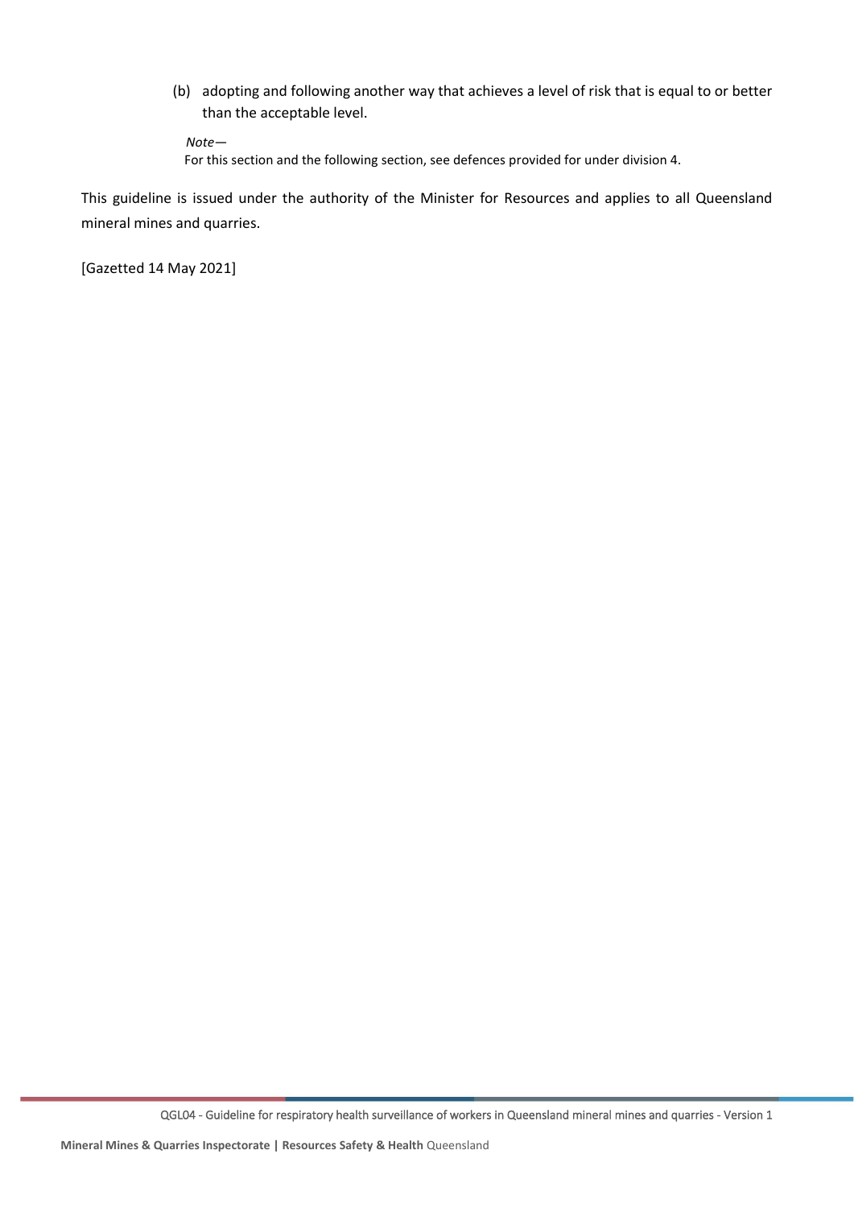(b) adopting and following another way that achieves a level of risk that is equal to or better than the acceptable level.

*Note—*
For this section and the following section, see defences provided for under division 4.

This guideline is issued under the authority of the Minister for Resources and applies to all Queensland mineral mines and quarries.

[Gazetted 14 May 2021]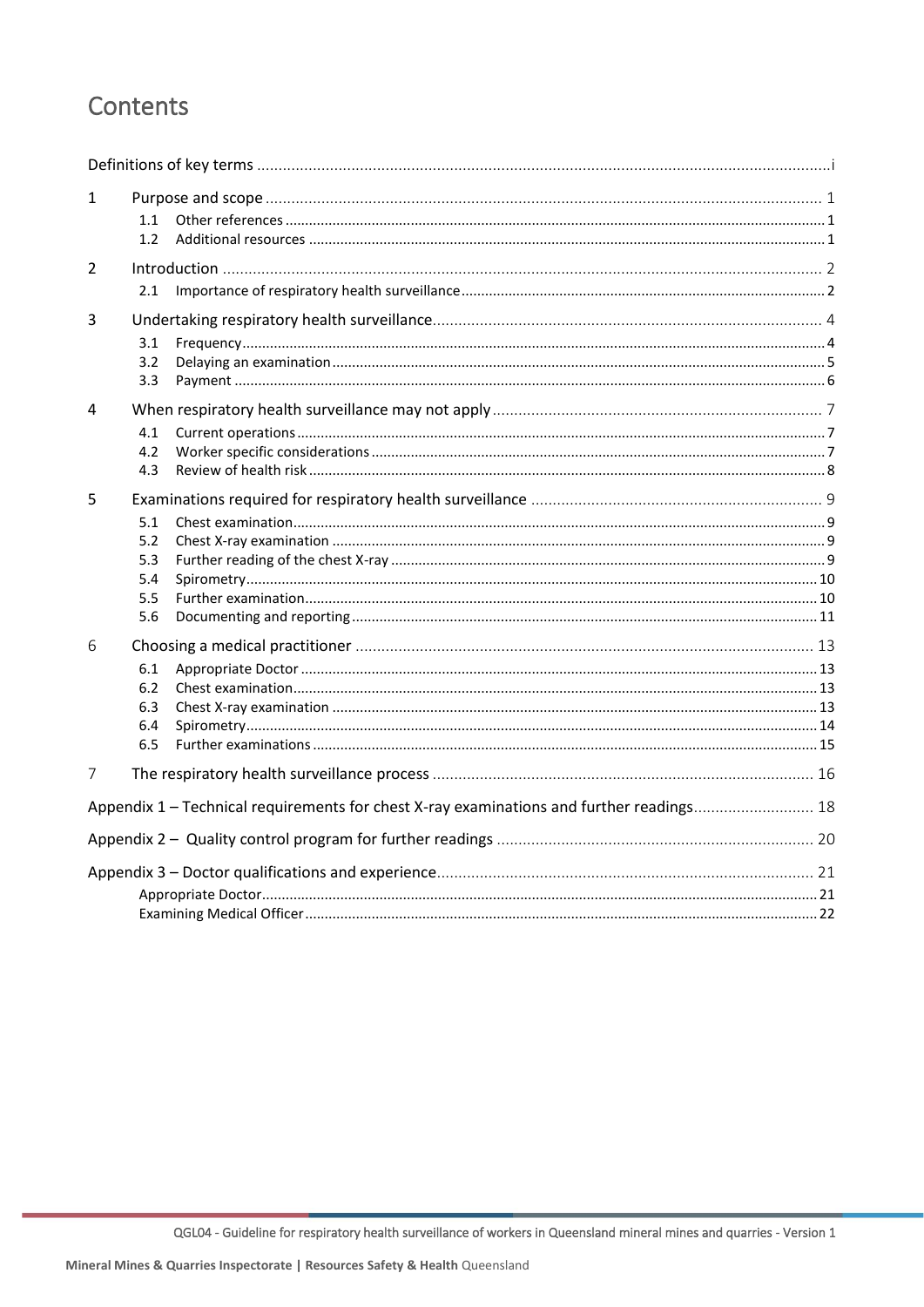# Contents

Definitions of key terms .......... i

1 Purpose and scope .......... 1
- 1.1 Other references .......... 1
- 1.2 Additional resources .......... 1

2 Introduction .......... 2
- 2.1 Importance of respiratory health surveillance .......... 2

3 Undertaking respiratory health surveillance .......... 4
- 3.1 Frequency .......... 4
- 3.2 Delaying an examination .......... 5
- 3.3 Payment .......... 6

4 When respiratory health surveillance may not apply .......... 7
- 4.1 Current operations .......... 7
- 4.2 Worker specific considerations .......... 7
- 4.3 Review of health risk .......... 8

5 Examinations required for respiratory health surveillance .......... 9
- 5.1 Chest examination .......... 9
- 5.2 Chest X-ray examination .......... 9
- 5.3 Further reading of the chest X-ray .......... 9
- 5.4 Spirometry .......... 10
- 5.5 Further examination .......... 10
- 5.6 Documenting and reporting .......... 11

6 Choosing a medical practitioner .......... 13
- 6.1 Appropriate Doctor .......... 13
- 6.2 Chest examination .......... 13
- 6.3 Chest X-ray examination .......... 13
- 6.4 Spirometry .......... 14
- 6.5 Further examinations .......... 15

7 The respiratory health surveillance process .......... 16

Appendix 1 – Technical requirements for chest X-ray examinations and further readings .......... 18

Appendix 2 – Quality control program for further readings .......... 20

Appendix 3 – Doctor qualifications and experience .......... 21
- Appropriate Doctor .......... 21
- Examining Medical Officer .......... 22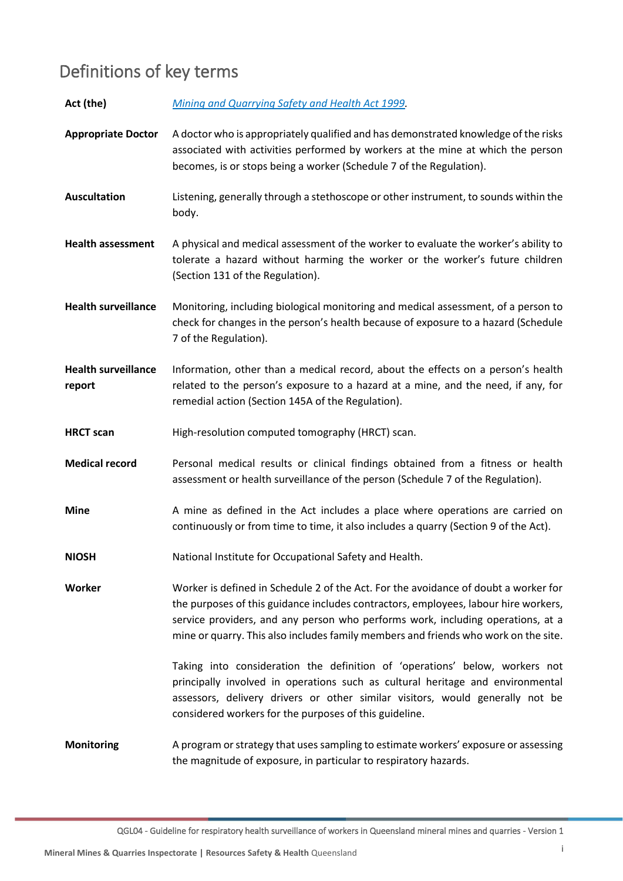# Definitions of key terms

| | |
|---|---|
| **Act (the)** | *Mining and Quarrying Safety and Health Act 1999*. |
| **Appropriate Doctor** | A doctor who is appropriately qualified and has demonstrated knowledge of the risks associated with activities performed by workers at the mine at which the person becomes, is or stops being a worker (Schedule 7 of the Regulation). |
| **Auscultation** | Listening, generally through a stethoscope or other instrument, to sounds within the body. |
| **Health assessment** | A physical and medical assessment of the worker to evaluate the worker's ability to tolerate a hazard without harming the worker or the worker's future children (Section 131 of the Regulation). |
| **Health surveillance** | Monitoring, including biological monitoring and medical assessment, of a person to check for changes in the person's health because of exposure to a hazard (Schedule 7 of the Regulation). |
| **Health surveillance report** | Information, other than a medical record, about the effects on a person's health related to the person's exposure to a hazard at a mine, and the need, if any, for remedial action (Section 145A of the Regulation). |
| **HRCT scan** | High-resolution computed tomography (HRCT) scan. |
| **Medical record** | Personal medical results or clinical findings obtained from a fitness or health assessment or health surveillance of the person (Schedule 7 of the Regulation). |
| **Mine** | A mine as defined in the Act includes a place where operations are carried on continuously or from time to time, it also includes a quarry (Section 9 of the Act). |
| **NIOSH** | National Institute for Occupational Safety and Health. |
| **Worker** | Worker is defined in Schedule 2 of the Act. For the avoidance of doubt a worker for the purposes of this guidance includes contractors, employees, labour hire workers, service providers, and any person who performs work, including operations, at a mine or quarry. This also includes family members and friends who work on the site.<br><br>Taking into consideration the definition of 'operations' below, workers not principally involved in operations such as cultural heritage and environmental assessors, delivery drivers or other similar visitors, would generally not be considered workers for the purposes of this guideline. |
| **Monitoring** | A program or strategy that uses sampling to estimate workers' exposure or assessing the magnitude of exposure, in particular to respiratory hazards. |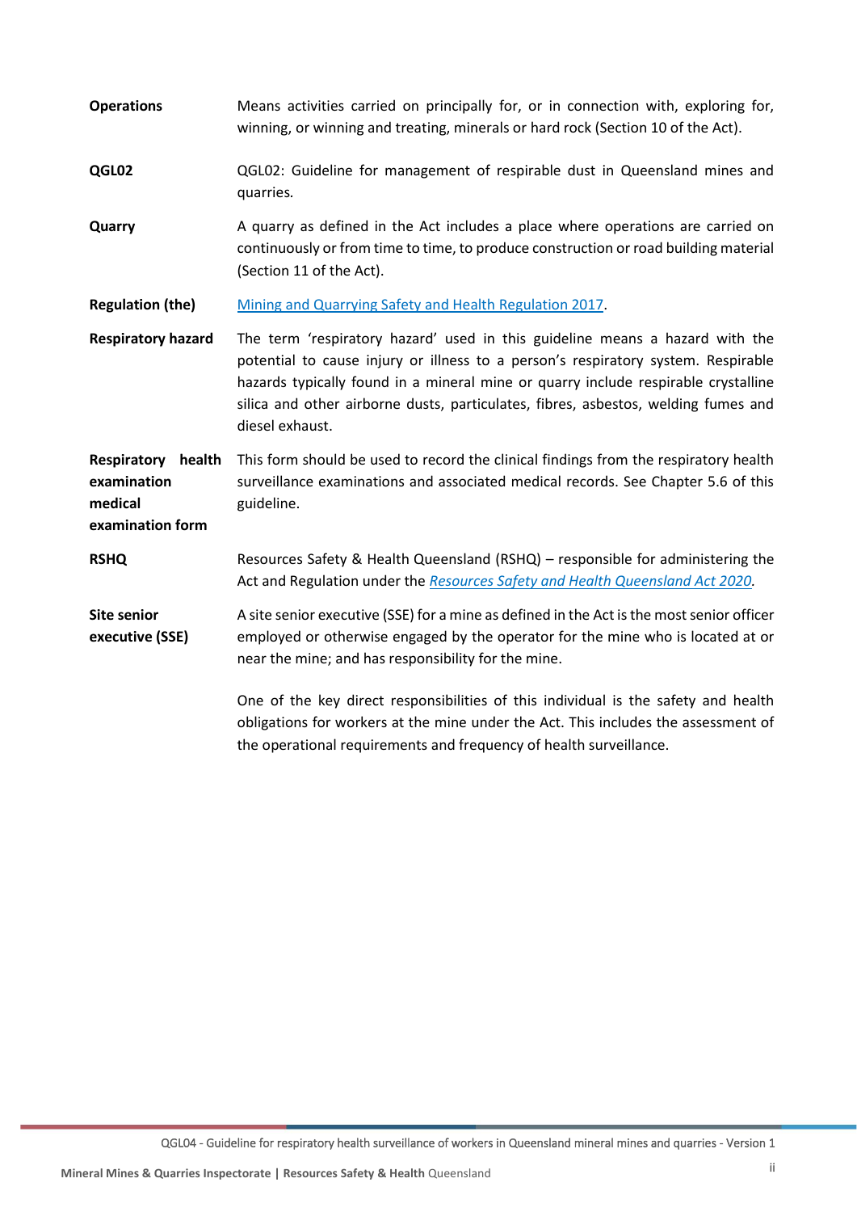**Operations**
Means activities carried on principally for, or in connection with, exploring for, winning, or winning and treating, minerals or hard rock (Section 10 of the Act).

**QGL02**
QGL02: Guideline for management of respirable dust in Queensland mines and quarries.

**Quarry**
A quarry as defined in the Act includes a place where operations are carried on continuously or from time to time, to produce construction or road building material (Section 11 of the Act).

**Regulation (the)**
Mining and Quarrying Safety and Health Regulation 2017.

**Respiratory hazard**
The term 'respiratory hazard' used in this guideline means a hazard with the potential to cause injury or illness to a person's respiratory system. Respirable hazards typically found in a mineral mine or quarry include respirable crystalline silica and other airborne dusts, particulates, fibres, asbestos, welding fumes and diesel exhaust.

**Respiratory health examination medical examination form**
This form should be used to record the clinical findings from the respiratory health surveillance examinations and associated medical records. See Chapter 5.6 of this guideline.

**RSHQ**
Resources Safety & Health Queensland (RSHQ) – responsible for administering the Act and Regulation under the *Resources Safety and Health Queensland Act 2020*.

**Site senior executive (SSE)**
A site senior executive (SSE) for a mine as defined in the Act is the most senior officer employed or otherwise engaged by the operator for the mine who is located at or near the mine; and has responsibility for the mine.

One of the key direct responsibilities of this individual is the safety and health obligations for workers at the mine under the Act. This includes the assessment of the operational requirements and frequency of health surveillance.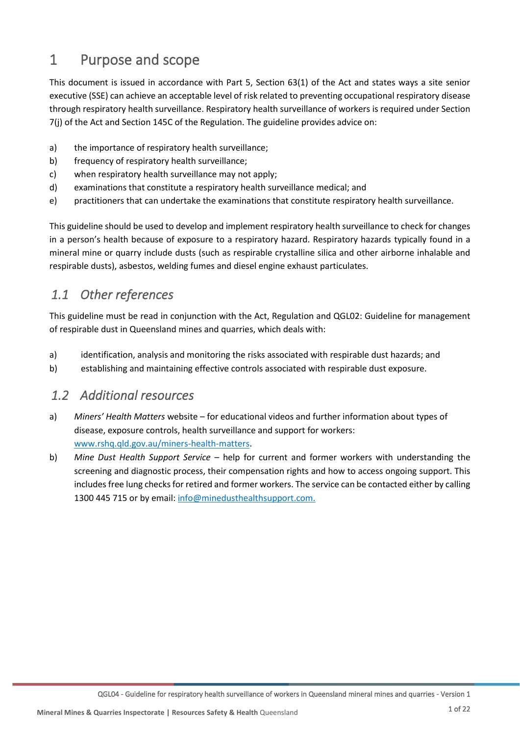# 1 Purpose and scope

This document is issued in accordance with Part 5, Section 63(1) of the Act and states ways a site senior executive (SSE) can achieve an acceptable level of risk related to preventing occupational respiratory disease through respiratory health surveillance. Respiratory health surveillance of workers is required under Section 7(j) of the Act and Section 145C of the Regulation. The guideline provides advice on:

a) the importance of respiratory health surveillance;
b) frequency of respiratory health surveillance;
c) when respiratory health surveillance may not apply;
d) examinations that constitute a respiratory health surveillance medical; and
e) practitioners that can undertake the examinations that constitute respiratory health surveillance.

This guideline should be used to develop and implement respiratory health surveillance to check for changes in a person's health because of exposure to a respiratory hazard. Respiratory hazards typically found in a mineral mine or quarry include dusts (such as respirable crystalline silica and other airborne inhalable and respirable dusts), asbestos, welding fumes and diesel engine exhaust particulates.

## *1.1 Other references*

This guideline must be read in conjunction with the Act, Regulation and QGL02: Guideline for management of respirable dust in Queensland mines and quarries, which deals with:

a) identification, analysis and monitoring the risks associated with respirable dust hazards; and
b) establishing and maintaining effective controls associated with respirable dust exposure.

## *1.2 Additional resources*

a) *Miners' Health Matters* website – for educational videos and further information about types of disease, exposure controls, health surveillance and support for workers: www.rshq.qld.gov.au/miners-health-matters.
b) *Mine Dust Health Support Service* – help for current and former workers with understanding the screening and diagnostic process, their compensation rights and how to access ongoing support. This includes free lung checks for retired and former workers. The service can be contacted either by calling 1300 445 715 or by email: info@minedusthealthsupport.com.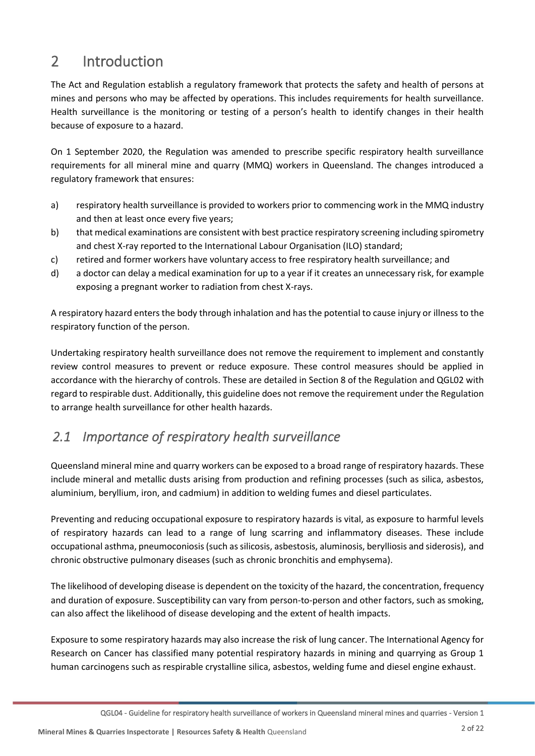# 2 Introduction

The Act and Regulation establish a regulatory framework that protects the safety and health of persons at mines and persons who may be affected by operations. This includes requirements for health surveillance. Health surveillance is the monitoring or testing of a person's health to identify changes in their health because of exposure to a hazard.

On 1 September 2020, the Regulation was amended to prescribe specific respiratory health surveillance requirements for all mineral mine and quarry (MMQ) workers in Queensland. The changes introduced a regulatory framework that ensures:

a) respiratory health surveillance is provided to workers prior to commencing work in the MMQ industry and then at least once every five years;

b) that medical examinations are consistent with best practice respiratory screening including spirometry and chest X-ray reported to the International Labour Organisation (ILO) standard;

c) retired and former workers have voluntary access to free respiratory health surveillance; and

d) a doctor can delay a medical examination for up to a year if it creates an unnecessary risk, for example exposing a pregnant worker to radiation from chest X-rays.

A respiratory hazard enters the body through inhalation and has the potential to cause injury or illness to the respiratory function of the person.

Undertaking respiratory health surveillance does not remove the requirement to implement and constantly review control measures to prevent or reduce exposure. These control measures should be applied in accordance with the hierarchy of controls. These are detailed in Section 8 of the Regulation and QGL02 with regard to respirable dust. Additionally, this guideline does not remove the requirement under the Regulation to arrange health surveillance for other health hazards.

## *2.1 Importance of respiratory health surveillance*

Queensland mineral mine and quarry workers can be exposed to a broad range of respiratory hazards. These include mineral and metallic dusts arising from production and refining processes (such as silica, asbestos, aluminium, beryllium, iron, and cadmium) in addition to welding fumes and diesel particulates.

Preventing and reducing occupational exposure to respiratory hazards is vital, as exposure to harmful levels of respiratory hazards can lead to a range of lung scarring and inflammatory diseases. These include occupational asthma, pneumoconiosis (such as silicosis, asbestosis, aluminosis, berylliosis and siderosis), and chronic obstructive pulmonary diseases (such as chronic bronchitis and emphysema).

The likelihood of developing disease is dependent on the toxicity of the hazard, the concentration, frequency and duration of exposure. Susceptibility can vary from person-to-person and other factors, such as smoking, can also affect the likelihood of disease developing and the extent of health impacts.

Exposure to some respiratory hazards may also increase the risk of lung cancer. The International Agency for Research on Cancer has classified many potential respiratory hazards in mining and quarrying as Group 1 human carcinogens such as respirable crystalline silica, asbestos, welding fume and diesel engine exhaust.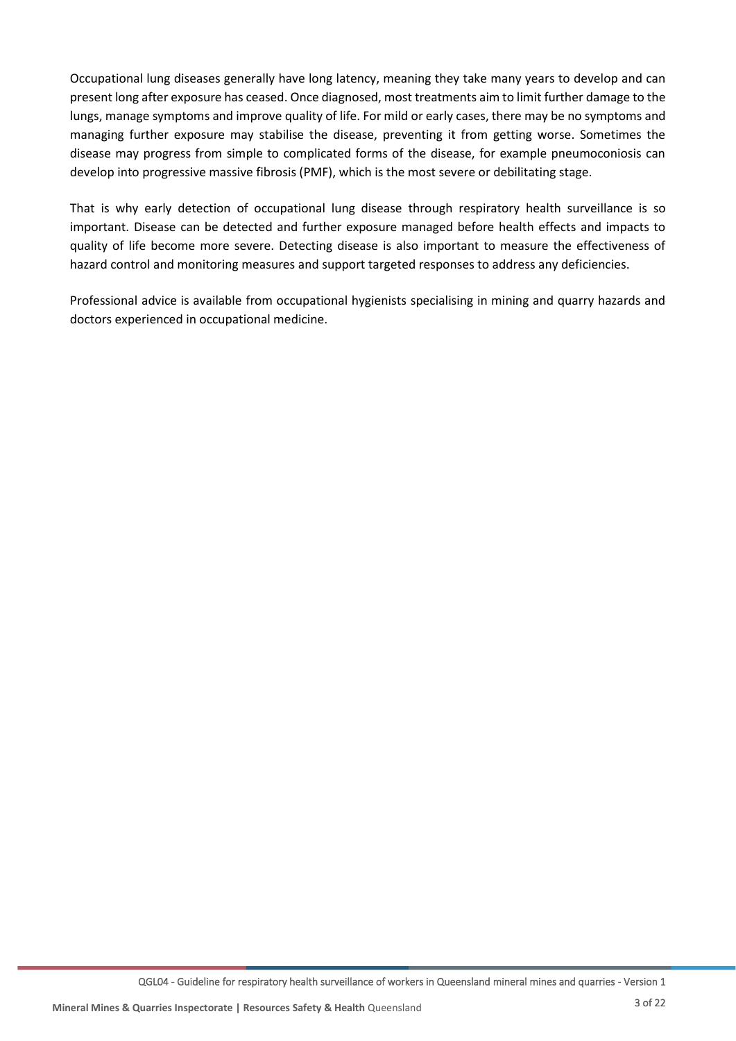Occupational lung diseases generally have long latency, meaning they take many years to develop and can present long after exposure has ceased. Once diagnosed, most treatments aim to limit further damage to the lungs, manage symptoms and improve quality of life. For mild or early cases, there may be no symptoms and managing further exposure may stabilise the disease, preventing it from getting worse. Sometimes the disease may progress from simple to complicated forms of the disease, for example pneumoconiosis can develop into progressive massive fibrosis (PMF), which is the most severe or debilitating stage.

That is why early detection of occupational lung disease through respiratory health surveillance is so important. Disease can be detected and further exposure managed before health effects and impacts to quality of life become more severe. Detecting disease is also important to measure the effectiveness of hazard control and monitoring measures and support targeted responses to address any deficiencies.

Professional advice is available from occupational hygienists specialising in mining and quarry hazards and doctors experienced in occupational medicine.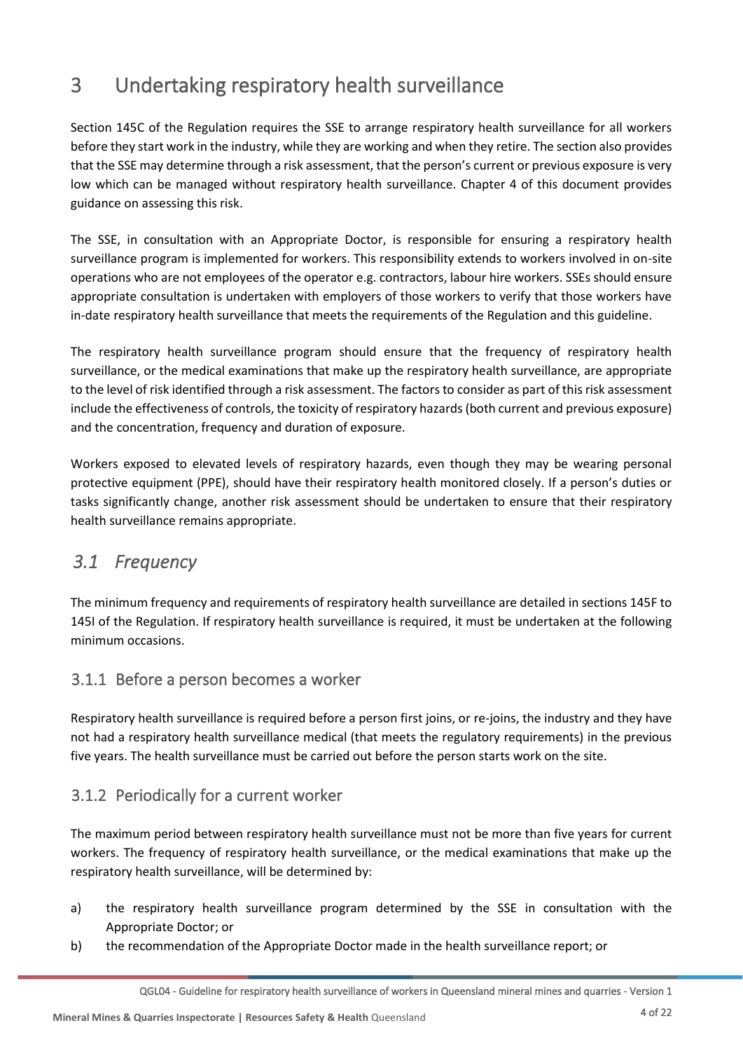# 3 Undertaking respiratory health surveillance

Section 145C of the Regulation requires the SSE to arrange respiratory health surveillance for all workers before they start work in the industry, while they are working and when they retire. The section also provides that the SSE may determine through a risk assessment, that the person's current or previous exposure is very low which can be managed without respiratory health surveillance. Chapter 4 of this document provides guidance on assessing this risk.

The SSE, in consultation with an Appropriate Doctor, is responsible for ensuring a respiratory health surveillance program is implemented for workers. This responsibility extends to workers involved in on-site operations who are not employees of the operator e.g. contractors, labour hire workers. SSEs should ensure appropriate consultation is undertaken with employers of those workers to verify that those workers have in-date respiratory health surveillance that meets the requirements of the Regulation and this guideline.

The respiratory health surveillance program should ensure that the frequency of respiratory health surveillance, or the medical examinations that make up the respiratory health surveillance, are appropriate to the level of risk identified through a risk assessment. The factors to consider as part of this risk assessment include the effectiveness of controls, the toxicity of respiratory hazards (both current and previous exposure) and the concentration, frequency and duration of exposure.

Workers exposed to elevated levels of respiratory hazards, even though they may be wearing personal protective equipment (PPE), should have their respiratory health monitored closely. If a person's duties or tasks significantly change, another risk assessment should be undertaken to ensure that their respiratory health surveillance remains appropriate.

## *3.1 Frequency*

The minimum frequency and requirements of respiratory health surveillance are detailed in sections 145F to 145I of the Regulation. If respiratory health surveillance is required, it must be undertaken at the following minimum occasions.

### 3.1.1 Before a person becomes a worker

Respiratory health surveillance is required before a person first joins, or re-joins, the industry and they have not had a respiratory health surveillance medical (that meets the regulatory requirements) in the previous five years. The health surveillance must be carried out before the person starts work on the site.

### 3.1.2 Periodically for a current worker

The maximum period between respiratory health surveillance must not be more than five years for current workers. The frequency of respiratory health surveillance, or the medical examinations that make up the respiratory health surveillance, will be determined by:

a) the respiratory health surveillance program determined by the SSE in consultation with the Appropriate Doctor; or
b) the recommendation of the Appropriate Doctor made in the health surveillance report; or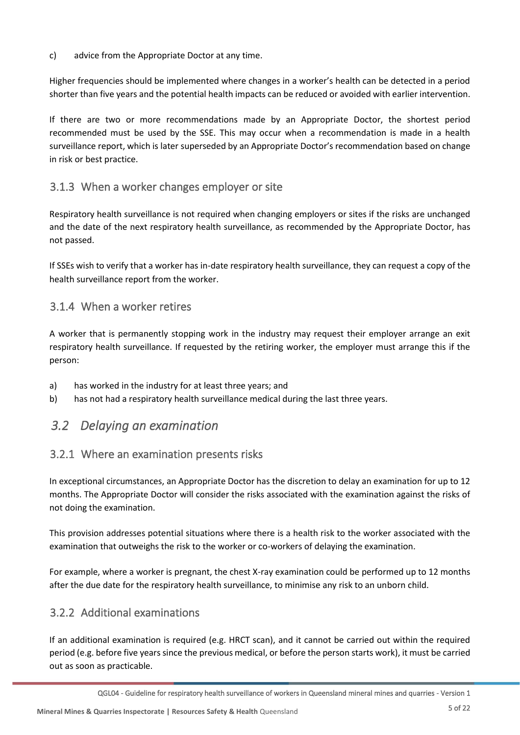c) advice from the Appropriate Doctor at any time.

Higher frequencies should be implemented where changes in a worker's health can be detected in a period shorter than five years and the potential health impacts can be reduced or avoided with earlier intervention.

If there are two or more recommendations made by an Appropriate Doctor, the shortest period recommended must be used by the SSE. This may occur when a recommendation is made in a health surveillance report, which is later superseded by an Appropriate Doctor's recommendation based on change in risk or best practice.

### 3.1.3 When a worker changes employer or site

Respiratory health surveillance is not required when changing employers or sites if the risks are unchanged and the date of the next respiratory health surveillance, as recommended by the Appropriate Doctor, has not passed.

If SSEs wish to verify that a worker has in-date respiratory health surveillance, they can request a copy of the health surveillance report from the worker.

### 3.1.4 When a worker retires

A worker that is permanently stopping work in the industry may request their employer arrange an exit respiratory health surveillance. If requested by the retiring worker, the employer must arrange this if the person:

a) has worked in the industry for at least three years; and
b) has not had a respiratory health surveillance medical during the last three years.

## *3.2 Delaying an examination*

### 3.2.1 Where an examination presents risks

In exceptional circumstances, an Appropriate Doctor has the discretion to delay an examination for up to 12 months. The Appropriate Doctor will consider the risks associated with the examination against the risks of not doing the examination.

This provision addresses potential situations where there is a health risk to the worker associated with the examination that outweighs the risk to the worker or co-workers of delaying the examination.

For example, where a worker is pregnant, the chest X-ray examination could be performed up to 12 months after the due date for the respiratory health surveillance, to minimise any risk to an unborn child.

### 3.2.2 Additional examinations

If an additional examination is required (e.g. HRCT scan), and it cannot be carried out within the required period (e.g. before five years since the previous medical, or before the person starts work), it must be carried out as soon as practicable.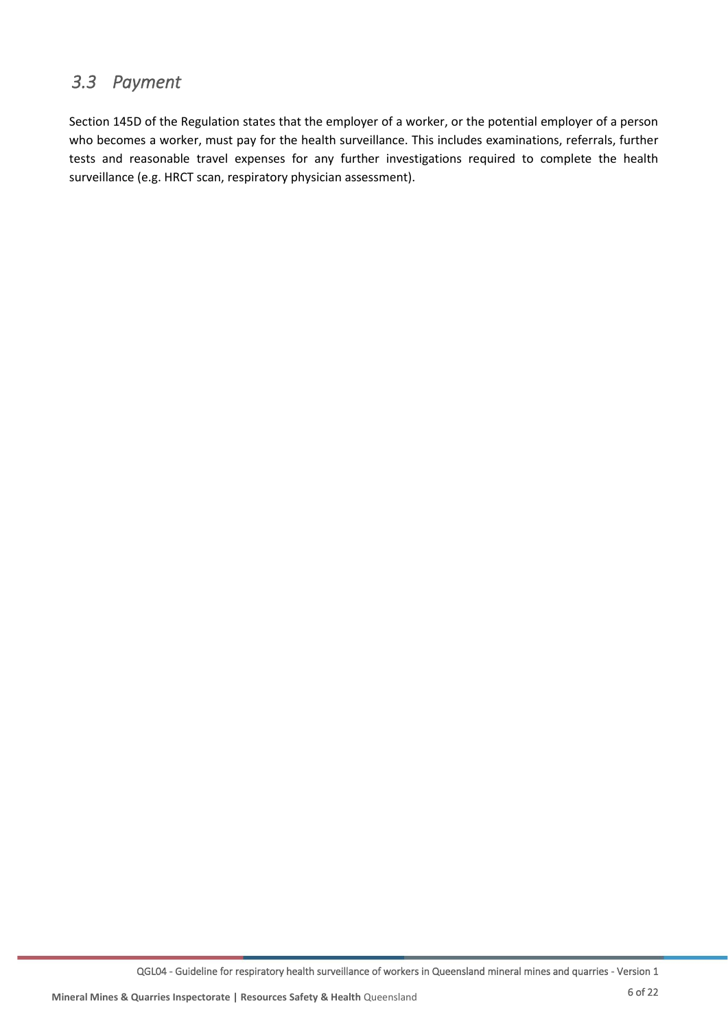## *3.3 Payment*

Section 145D of the Regulation states that the employer of a worker, or the potential employer of a person who becomes a worker, must pay for the health surveillance. This includes examinations, referrals, further tests and reasonable travel expenses for any further investigations required to complete the health surveillance (e.g. HRCT scan, respiratory physician assessment).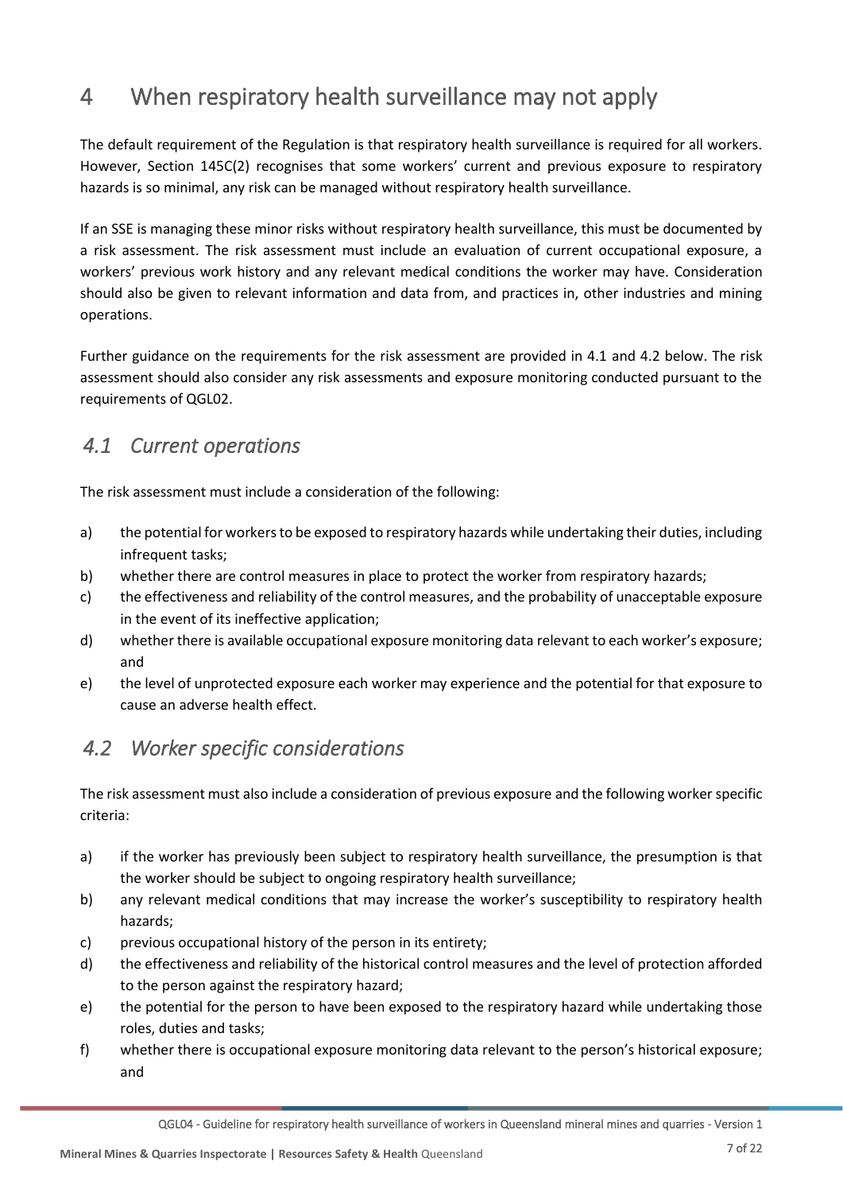# 4 When respiratory health surveillance may not apply

The default requirement of the Regulation is that respiratory health surveillance is required for all workers. However, Section 145C(2) recognises that some workers' current and previous exposure to respiratory hazards is so minimal, any risk can be managed without respiratory health surveillance.

If an SSE is managing these minor risks without respiratory health surveillance, this must be documented by a risk assessment. The risk assessment must include an evaluation of current occupational exposure, a workers' previous work history and any relevant medical conditions the worker may have. Consideration should also be given to relevant information and data from, and practices in, other industries and mining operations.

Further guidance on the requirements for the risk assessment are provided in 4.1 and 4.2 below. The risk assessment should also consider any risk assessments and exposure monitoring conducted pursuant to the requirements of QGL02.

## *4.1 Current operations*

The risk assessment must include a consideration of the following:

a) the potential for workers to be exposed to respiratory hazards while undertaking their duties, including infrequent tasks;
b) whether there are control measures in place to protect the worker from respiratory hazards;
c) the effectiveness and reliability of the control measures, and the probability of unacceptable exposure in the event of its ineffective application;
d) whether there is available occupational exposure monitoring data relevant to each worker's exposure; and
e) the level of unprotected exposure each worker may experience and the potential for that exposure to cause an adverse health effect.

## *4.2 Worker specific considerations*

The risk assessment must also include a consideration of previous exposure and the following worker specific criteria:

a) if the worker has previously been subject to respiratory health surveillance, the presumption is that the worker should be subject to ongoing respiratory health surveillance;
b) any relevant medical conditions that may increase the worker's susceptibility to respiratory health hazards;
c) previous occupational history of the person in its entirety;
d) the effectiveness and reliability of the historical control measures and the level of protection afforded to the person against the respiratory hazard;
e) the potential for the person to have been exposed to the respiratory hazard while undertaking those roles, duties and tasks;
f) whether there is occupational exposure monitoring data relevant to the person's historical exposure; and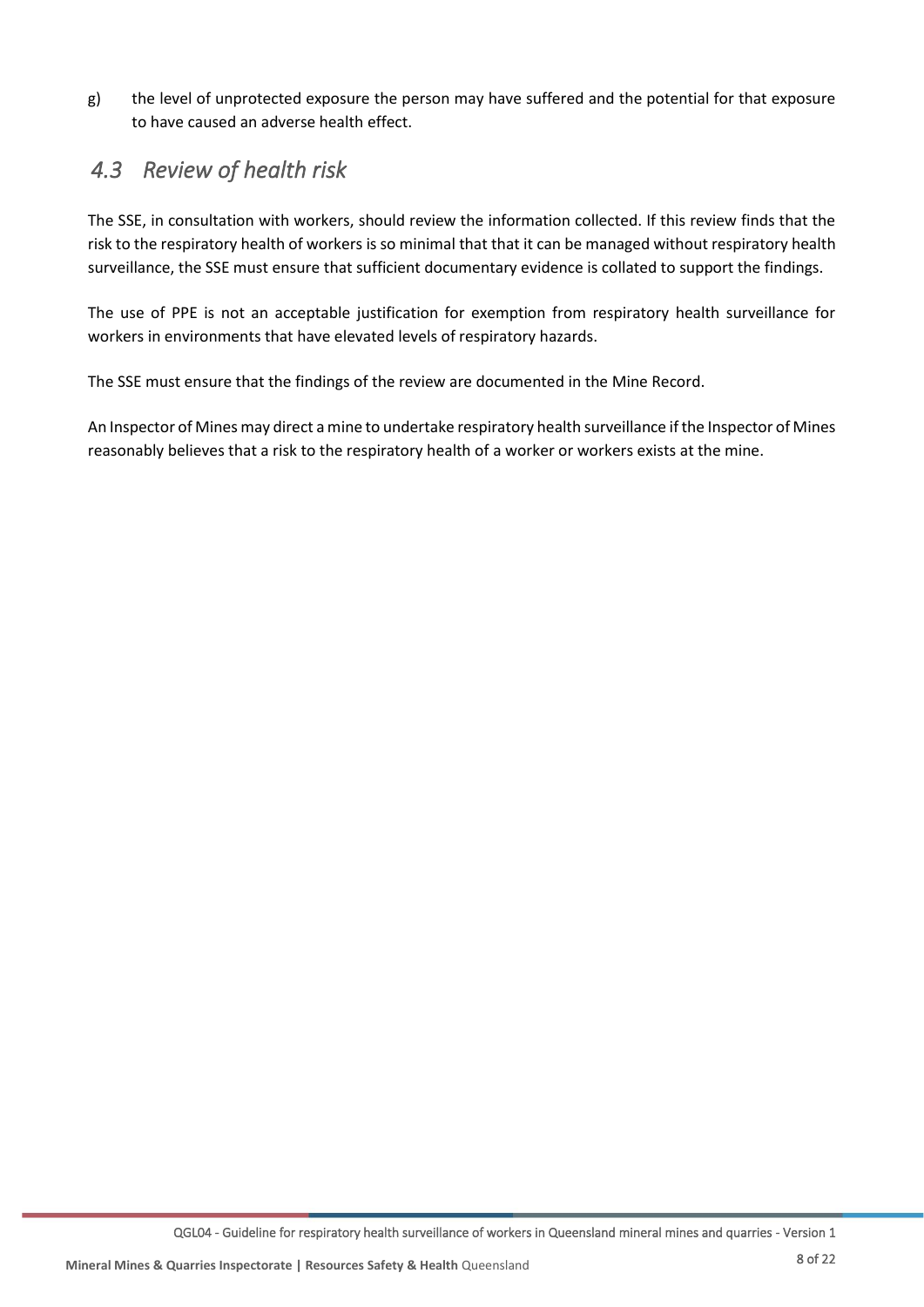g) the level of unprotected exposure the person may have suffered and the potential for that exposure to have caused an adverse health effect.

## *4.3 Review of health risk*

The SSE, in consultation with workers, should review the information collected. If this review finds that the risk to the respiratory health of workers is so minimal that that it can be managed without respiratory health surveillance, the SSE must ensure that sufficient documentary evidence is collated to support the findings.

The use of PPE is not an acceptable justification for exemption from respiratory health surveillance for workers in environments that have elevated levels of respiratory hazards.

The SSE must ensure that the findings of the review are documented in the Mine Record.

An Inspector of Mines may direct a mine to undertake respiratory health surveillance if the Inspector of Mines reasonably believes that a risk to the respiratory health of a worker or workers exists at the mine.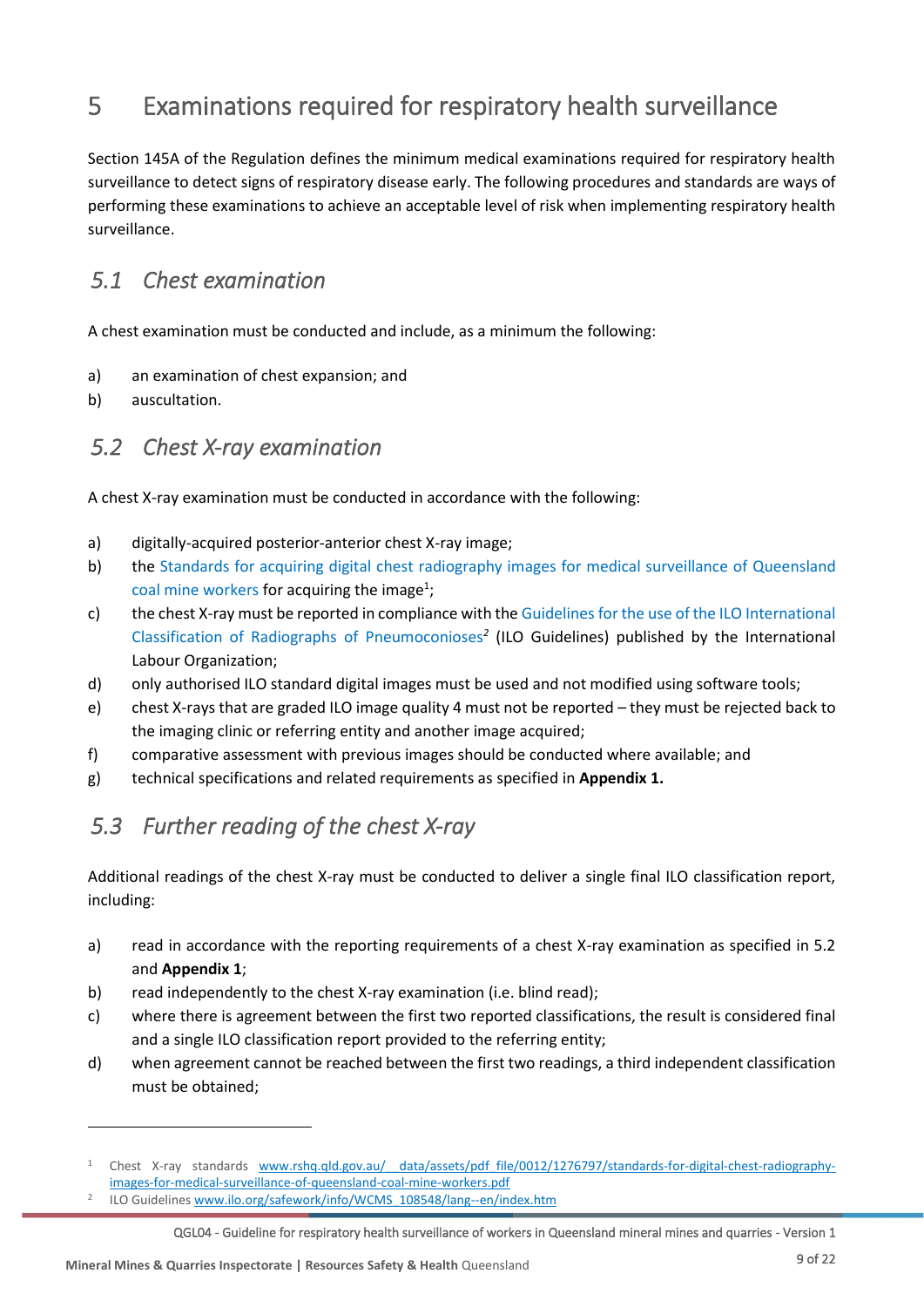# 5 Examinations required for respiratory health surveillance

Section 145A of the Regulation defines the minimum medical examinations required for respiratory health surveillance to detect signs of respiratory disease early. The following procedures and standards are ways of performing these examinations to achieve an acceptable level of risk when implementing respiratory health surveillance.

## *5.1 Chest examination*

A chest examination must be conducted and include, as a minimum the following:

a) an examination of chest expansion; and
b) auscultation.

## *5.2 Chest X-ray examination*

A chest X-ray examination must be conducted in accordance with the following:

a) digitally-acquired posterior-anterior chest X-ray image;
b) the Standards for acquiring digital chest radiography images for medical surveillance of Queensland coal mine workers for acquiring the image[1];
c) the chest X-ray must be reported in compliance with the Guidelines for the use of the ILO International Classification of Radiographs of Pneumoconioses[2] (ILO Guidelines) published by the International Labour Organization;
d) only authorised ILO standard digital images must be used and not modified using software tools;
e) chest X-rays that are graded ILO image quality 4 must not be reported – they must be rejected back to the imaging clinic or referring entity and another image acquired;
f) comparative assessment with previous images should be conducted where available; and
g) technical specifications and related requirements as specified in **Appendix 1.**

## *5.3 Further reading of the chest X-ray*

Additional readings of the chest X-ray must be conducted to deliver a single final ILO classification report, including:

a) read in accordance with the reporting requirements of a chest X-ray examination as specified in 5.2 and **Appendix 1**;
b) read independently to the chest X-ray examination (i.e. blind read);
c) where there is agreement between the first two reported classifications, the result is considered final and a single ILO classification report provided to the referring entity;
d) when agreement cannot be reached between the first two readings, a third independent classification must be obtained;

---

[1] Chest X-ray standards www.rshq.qld.gov.au/__data/assets/pdf_file/0012/1276797/standards-for-digital-chest-radiography-images-for-medical-surveillance-of-queensland-coal-mine-workers.pdf

[2] ILO Guidelines www.ilo.org/safework/info/WCMS_108548/lang--en/index.htm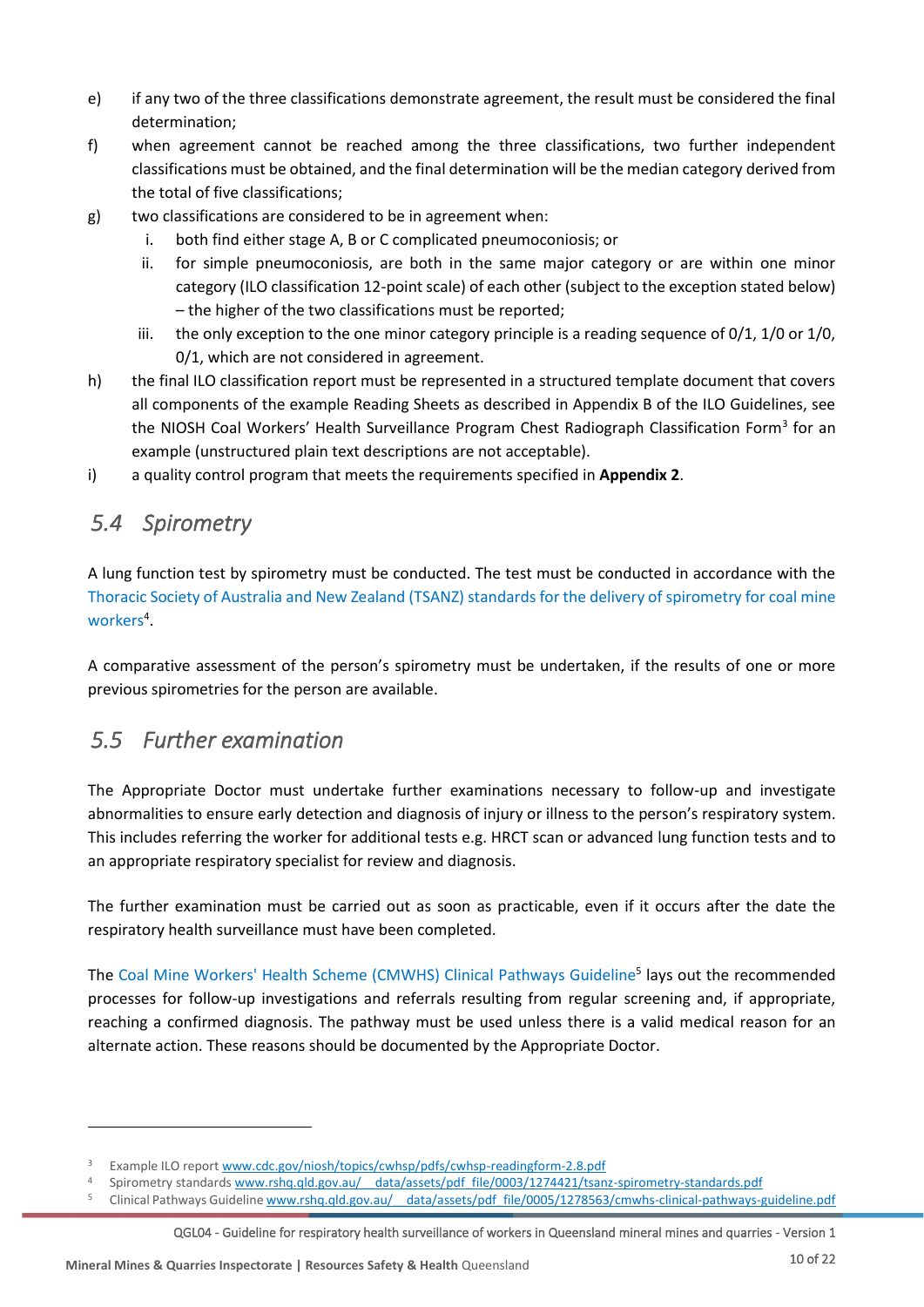e) if any two of the three classifications demonstrate agreement, the result must be considered the final determination;

f) when agreement cannot be reached among the three classifications, two further independent classifications must be obtained, and the final determination will be the median category derived from the total of five classifications;

g) two classifications are considered to be in agreement when:

   i. both find either stage A, B or C complicated pneumoconiosis; or

   ii. for simple pneumoconiosis, are both in the same major category or are within one minor category (ILO classification 12-point scale) of each other (subject to the exception stated below) – the higher of the two classifications must be reported;

   iii. the only exception to the one minor category principle is a reading sequence of 0/1, 1/0 or 1/0, 0/1, which are not considered in agreement.

h) the final ILO classification report must be represented in a structured template document that covers all components of the example Reading Sheets as described in Appendix B of the ILO Guidelines, see the NIOSH Coal Workers' Health Surveillance Program Chest Radiograph Classification Form[3] for an example (unstructured plain text descriptions are not acceptable).

i) a quality control program that meets the requirements specified in **Appendix 2**.

## 5.4 Spirometry

A lung function test by spirometry must be conducted. The test must be conducted in accordance with the Thoracic Society of Australia and New Zealand (TSANZ) standards for the delivery of spirometry for coal mine workers[4].

A comparative assessment of the person's spirometry must be undertaken, if the results of one or more previous spirometries for the person are available.

## 5.5 Further examination

The Appropriate Doctor must undertake further examinations necessary to follow-up and investigate abnormalities to ensure early detection and diagnosis of injury or illness to the person's respiratory system. This includes referring the worker for additional tests e.g. HRCT scan or advanced lung function tests and to an appropriate respiratory specialist for review and diagnosis.

The further examination must be carried out as soon as practicable, even if it occurs after the date the respiratory health surveillance must have been completed.

The Coal Mine Workers' Health Scheme (CMWHS) Clinical Pathways Guideline[5] lays out the recommended processes for follow-up investigations and referrals resulting from regular screening and, if appropriate, reaching a confirmed diagnosis. The pathway must be used unless there is a valid medical reason for an alternate action. These reasons should be documented by the Appropriate Doctor.

---

[3] Example ILO report www.cdc.gov/niosh/topics/cwhsp/pdfs/cwhsp-readingform-2.8.pdf

[4] Spirometry standards www.rshq.qld.gov.au/__data/assets/pdf_file/0003/1274421/tsanz-spirometry-standards.pdf

[5] Clinical Pathways Guideline www.rshq.qld.gov.au/__data/assets/pdf_file/0005/1278563/cmwhs-clinical-pathways-guideline.pdf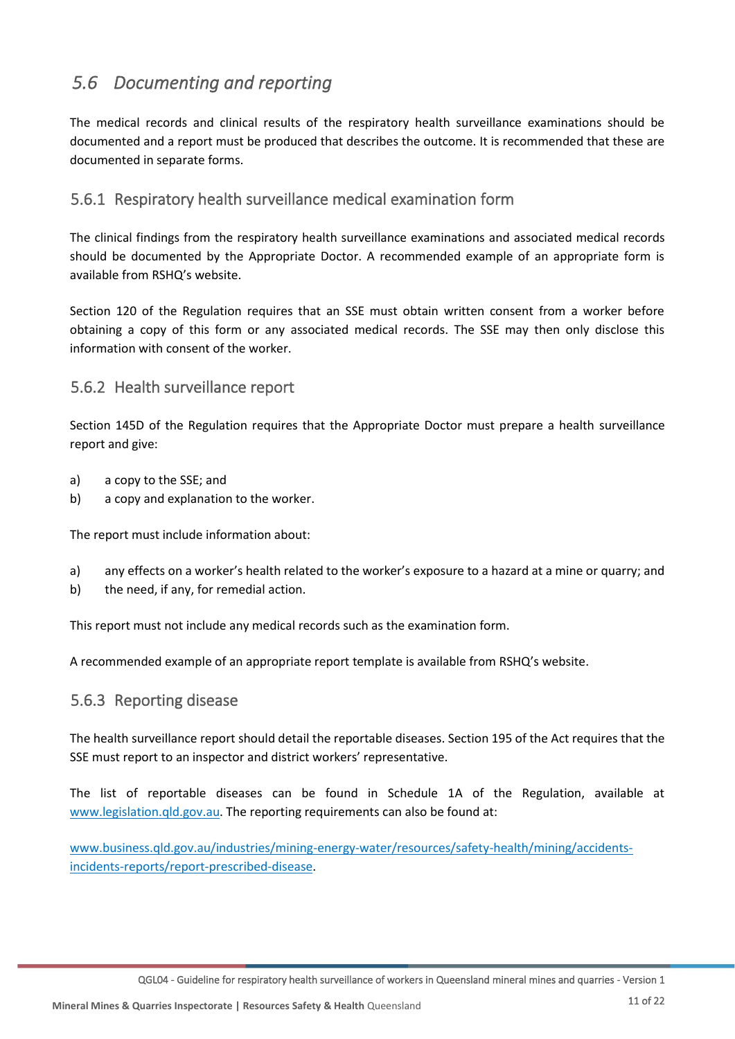## *5.6 Documenting and reporting*

The medical records and clinical results of the respiratory health surveillance examinations should be documented and a report must be produced that describes the outcome. It is recommended that these are documented in separate forms.

### 5.6.1 Respiratory health surveillance medical examination form

The clinical findings from the respiratory health surveillance examinations and associated medical records should be documented by the Appropriate Doctor. A recommended example of an appropriate form is available from RSHQ's website.

Section 120 of the Regulation requires that an SSE must obtain written consent from a worker before obtaining a copy of this form or any associated medical records. The SSE may then only disclose this information with consent of the worker.

### 5.6.2 Health surveillance report

Section 145D of the Regulation requires that the Appropriate Doctor must prepare a health surveillance report and give:

a) a copy to the SSE; and
b) a copy and explanation to the worker.

The report must include information about:

a) any effects on a worker's health related to the worker's exposure to a hazard at a mine or quarry; and
b) the need, if any, for remedial action.

This report must not include any medical records such as the examination form.

A recommended example of an appropriate report template is available from RSHQ's website.

### 5.6.3 Reporting disease

The health surveillance report should detail the reportable diseases. Section 195 of the Act requires that the SSE must report to an inspector and district workers' representative.

The list of reportable diseases can be found in Schedule 1A of the Regulation, available at www.legislation.qld.gov.au. The reporting requirements can also be found at:

www.business.qld.gov.au/industries/mining-energy-water/resources/safety-health/mining/accidents-incidents-reports/report-prescribed-disease.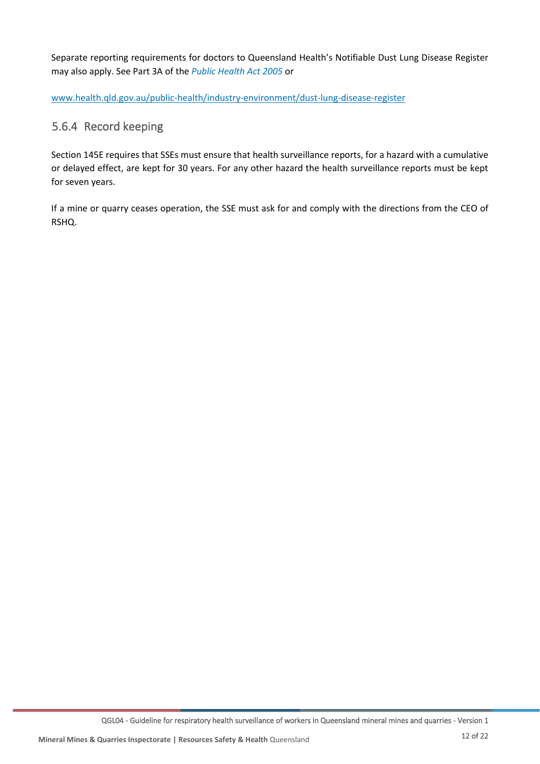Separate reporting requirements for doctors to Queensland Health's Notifiable Dust Lung Disease Register may also apply. See Part 3A of the *Public Health Act 2005* or

www.health.qld.gov.au/public-health/industry-environment/dust-lung-disease-register

### 5.6.4 Record keeping

Section 145E requires that SSEs must ensure that health surveillance reports, for a hazard with a cumulative or delayed effect, are kept for 30 years. For any other hazard the health surveillance reports must be kept for seven years.

If a mine or quarry ceases operation, the SSE must ask for and comply with the directions from the CEO of RSHQ.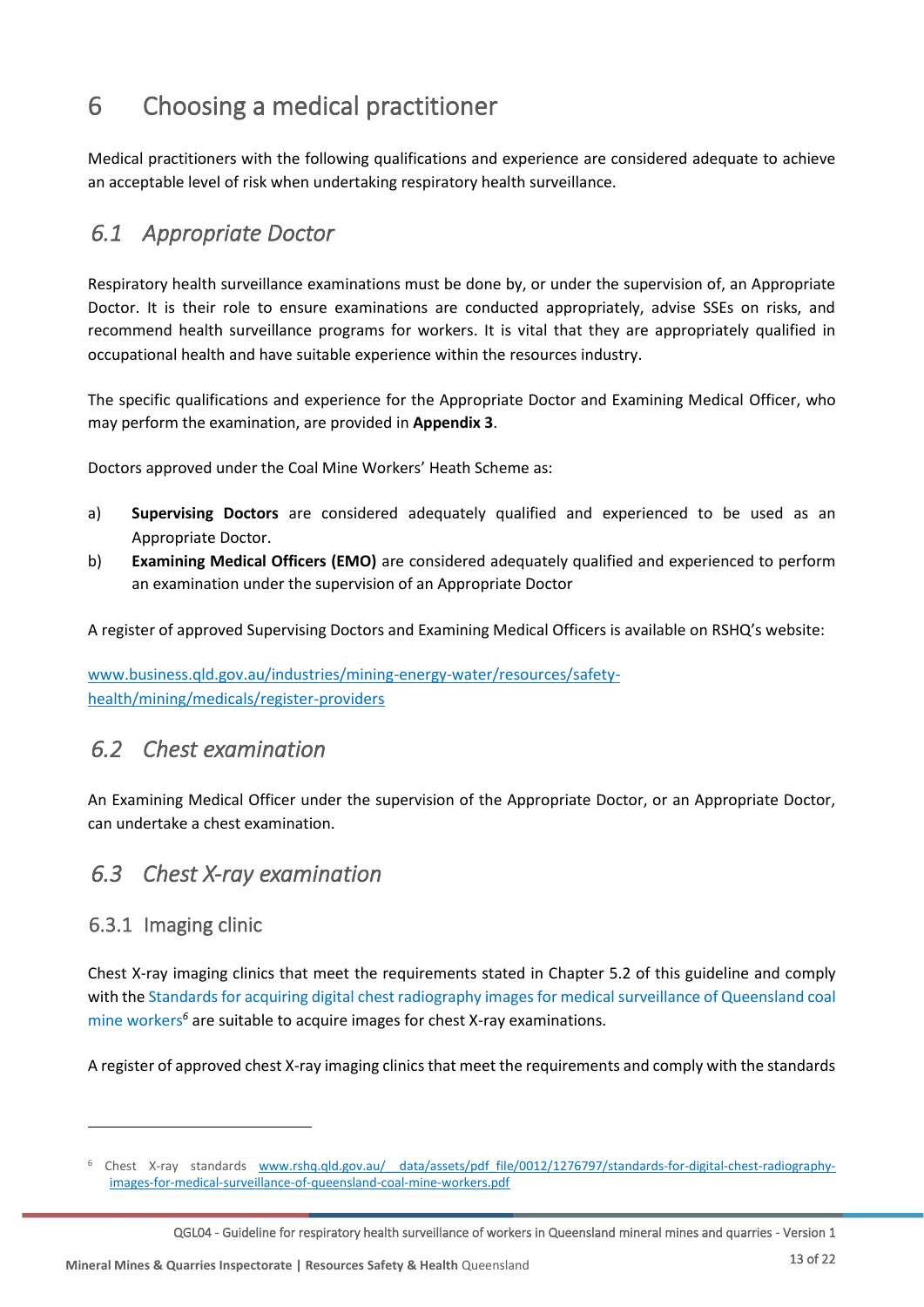# 6 Choosing a medical practitioner

Medical practitioners with the following qualifications and experience are considered adequate to achieve an acceptable level of risk when undertaking respiratory health surveillance.

## *6.1 Appropriate Doctor*

Respiratory health surveillance examinations must be done by, or under the supervision of, an Appropriate Doctor. It is their role to ensure examinations are conducted appropriately, advise SSEs on risks, and recommend health surveillance programs for workers. It is vital that they are appropriately qualified in occupational health and have suitable experience within the resources industry.

The specific qualifications and experience for the Appropriate Doctor and Examining Medical Officer, who may perform the examination, are provided in **Appendix 3**.

Doctors approved under the Coal Mine Workers' Heath Scheme as:

a) **Supervising Doctors** are considered adequately qualified and experienced to be used as an Appropriate Doctor.

b) **Examining Medical Officers (EMO)** are considered adequately qualified and experienced to perform an examination under the supervision of an Appropriate Doctor

A register of approved Supervising Doctors and Examining Medical Officers is available on RSHQ's website:

[www.business.qld.gov.au/industries/mining-energy-water/resources/safety-health/mining/medicals/register-providers](www.business.qld.gov.au/industries/mining-energy-water/resources/safety-health/mining/medicals/register-providers)

## *6.2 Chest examination*

An Examining Medical Officer under the supervision of the Appropriate Doctor, or an Appropriate Doctor, can undertake a chest examination.

## *6.3 Chest X-ray examination*

### 6.3.1 Imaging clinic

Chest X-ray imaging clinics that meet the requirements stated in Chapter 5.2 of this guideline and comply with the Standards for acquiring digital chest radiography images for medical surveillance of Queensland coal mine workers[6] are suitable to acquire images for chest X-ray examinations.

A register of approved chest X-ray imaging clinics that meet the requirements and comply with the standards

---

[6] Chest X-ray standards [www.rshq.qld.gov.au/__data/assets/pdf_file/0012/1276797/standards-for-digital-chest-radiography-images-for-medical-surveillance-of-queensland-coal-mine-workers.pdf](www.rshq.qld.gov.au/__data/assets/pdf_file/0012/1276797/standards-for-digital-chest-radiography-images-for-medical-surveillance-of-queensland-coal-mine-workers.pdf)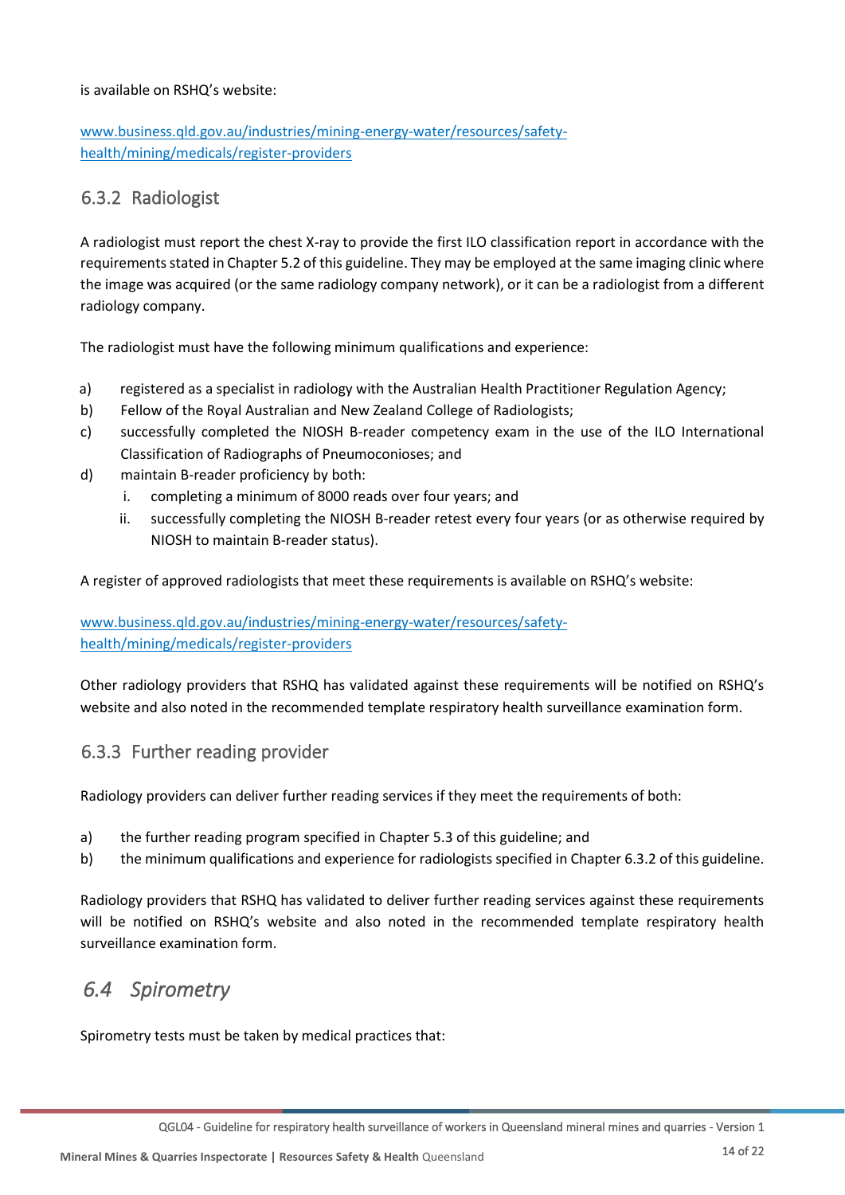is available on RSHQ's website:

www.business.qld.gov.au/industries/mining-energy-water/resources/safety-health/mining/medicals/register-providers

### 6.3.2 Radiologist

A radiologist must report the chest X-ray to provide the first ILO classification report in accordance with the requirements stated in Chapter 5.2 of this guideline. They may be employed at the same imaging clinic where the image was acquired (or the same radiology company network), or it can be a radiologist from a different radiology company.

The radiologist must have the following minimum qualifications and experience:

a) registered as a specialist in radiology with the Australian Health Practitioner Regulation Agency;
b) Fellow of the Royal Australian and New Zealand College of Radiologists;
c) successfully completed the NIOSH B-reader competency exam in the use of the ILO International Classification of Radiographs of Pneumoconioses; and
d) maintain B-reader proficiency by both:
   i. completing a minimum of 8000 reads over four years; and
   ii. successfully completing the NIOSH B-reader retest every four years (or as otherwise required by NIOSH to maintain B-reader status).

A register of approved radiologists that meet these requirements is available on RSHQ's website:

www.business.qld.gov.au/industries/mining-energy-water/resources/safety-health/mining/medicals/register-providers

Other radiology providers that RSHQ has validated against these requirements will be notified on RSHQ's website and also noted in the recommended template respiratory health surveillance examination form.

### 6.3.3 Further reading provider

Radiology providers can deliver further reading services if they meet the requirements of both:

a) the further reading program specified in Chapter 5.3 of this guideline; and
b) the minimum qualifications and experience for radiologists specified in Chapter 6.3.2 of this guideline.

Radiology providers that RSHQ has validated to deliver further reading services against these requirements will be notified on RSHQ's website and also noted in the recommended template respiratory health surveillance examination form.

## *6.4 Spirometry*

Spirometry tests must be taken by medical practices that: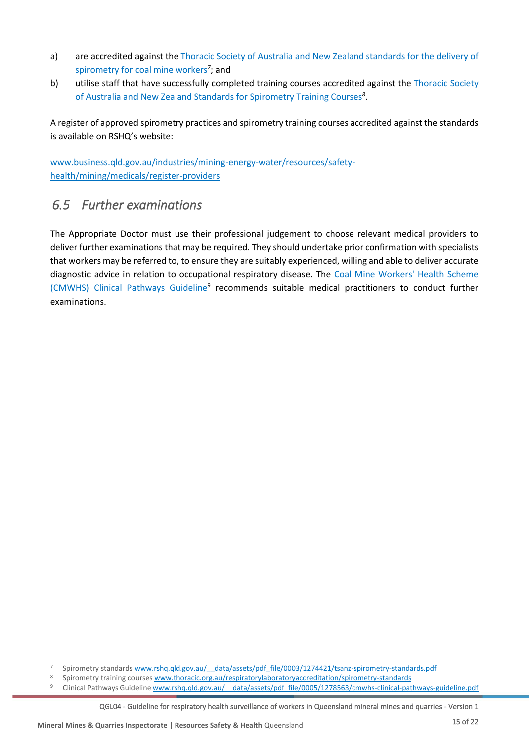a) are accredited against the Thoracic Society of Australia and New Zealand standards for the delivery of spirometry for coal mine workers[7]; and

b) utilise staff that have successfully completed training courses accredited against the Thoracic Society of Australia and New Zealand Standards for Spirometry Training Courses[8].

A register of approved spirometry practices and spirometry training courses accredited against the standards is available on RSHQ's website:

www.business.qld.gov.au/industries/mining-energy-water/resources/safety-health/mining/medicals/register-providers

## 6.5 Further examinations

The Appropriate Doctor must use their professional judgement to choose relevant medical providers to deliver further examinations that may be required. They should undertake prior confirmation with specialists that workers may be referred to, to ensure they are suitably experienced, willing and able to deliver accurate diagnostic advice in relation to occupational respiratory disease. The Coal Mine Workers' Health Scheme (CMWHS) Clinical Pathways Guideline[9] recommends suitable medical practitioners to conduct further examinations.

---

[7] Spirometry standards www.rshq.qld.gov.au/__data/assets/pdf_file/0003/1274421/tsanz-spirometry-standards.pdf

[8] Spirometry training courses www.thoracic.org.au/respiratorylaboratoryaccreditation/spirometry-standards

[9] Clinical Pathways Guideline www.rshq.qld.gov.au/__data/assets/pdf_file/0005/1278563/cmwhs-clinical-pathways-guideline.pdf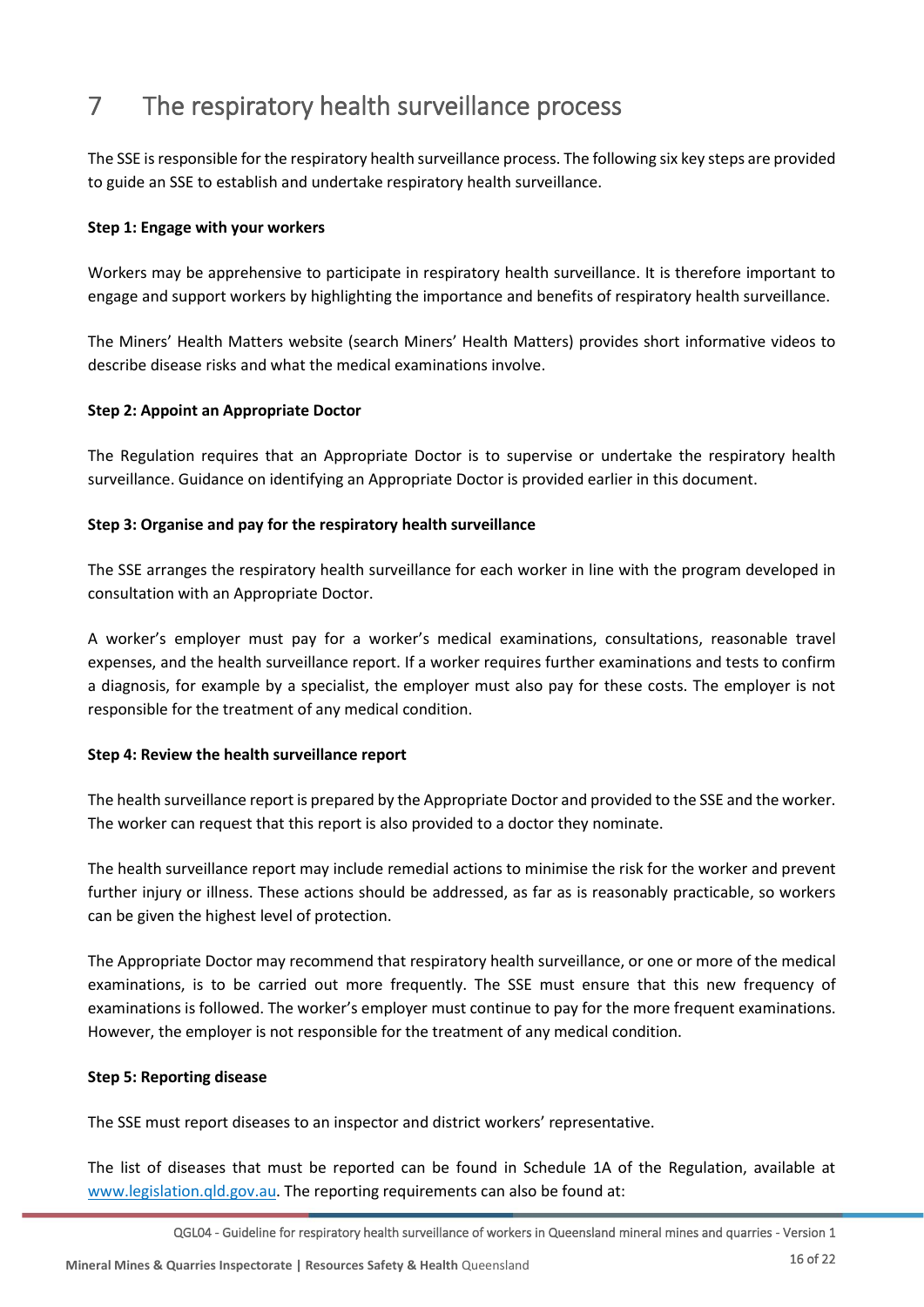# 7 The respiratory health surveillance process

The SSE is responsible for the respiratory health surveillance process. The following six key steps are provided to guide an SSE to establish and undertake respiratory health surveillance.

**Step 1: Engage with your workers**

Workers may be apprehensive to participate in respiratory health surveillance. It is therefore important to engage and support workers by highlighting the importance and benefits of respiratory health surveillance.

The Miners' Health Matters website (search Miners' Health Matters) provides short informative videos to describe disease risks and what the medical examinations involve.

**Step 2: Appoint an Appropriate Doctor**

The Regulation requires that an Appropriate Doctor is to supervise or undertake the respiratory health surveillance. Guidance on identifying an Appropriate Doctor is provided earlier in this document.

**Step 3: Organise and pay for the respiratory health surveillance**

The SSE arranges the respiratory health surveillance for each worker in line with the program developed in consultation with an Appropriate Doctor.

A worker's employer must pay for a worker's medical examinations, consultations, reasonable travel expenses, and the health surveillance report. If a worker requires further examinations and tests to confirm a diagnosis, for example by a specialist, the employer must also pay for these costs. The employer is not responsible for the treatment of any medical condition.

**Step 4: Review the health surveillance report**

The health surveillance report is prepared by the Appropriate Doctor and provided to the SSE and the worker. The worker can request that this report is also provided to a doctor they nominate.

The health surveillance report may include remedial actions to minimise the risk for the worker and prevent further injury or illness. These actions should be addressed, as far as is reasonably practicable, so workers can be given the highest level of protection.

The Appropriate Doctor may recommend that respiratory health surveillance, or one or more of the medical examinations, is to be carried out more frequently. The SSE must ensure that this new frequency of examinations is followed. The worker's employer must continue to pay for the more frequent examinations. However, the employer is not responsible for the treatment of any medical condition.

**Step 5: Reporting disease**

The SSE must report diseases to an inspector and district workers' representative.

The list of diseases that must be reported can be found in Schedule 1A of the Regulation, available at [www.legislation.qld.gov.au](http://www.legislation.qld.gov.au). The reporting requirements can also be found at: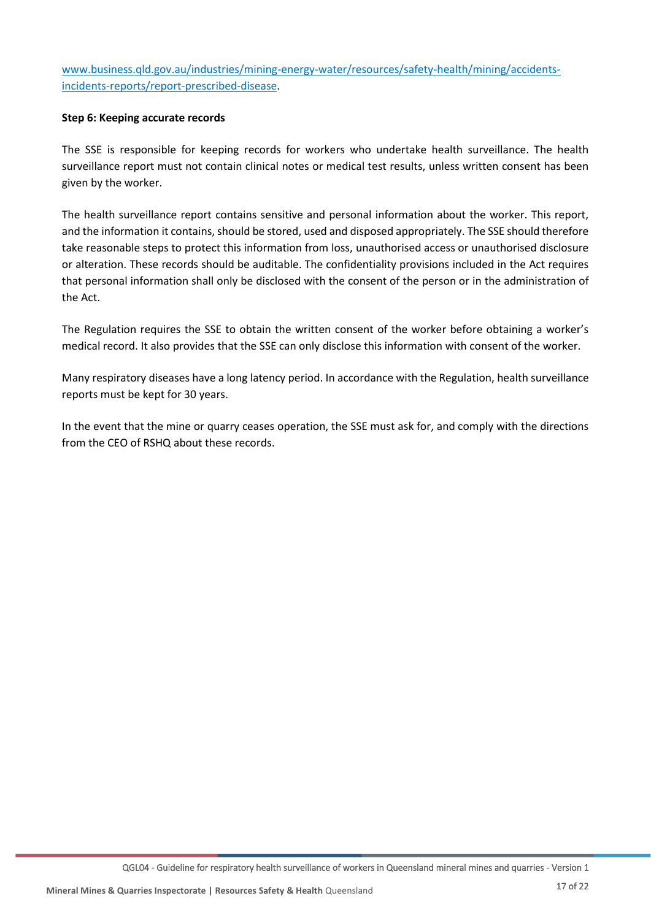[www.business.qld.gov.au/industries/mining-energy-water/resources/safety-health/mining/accidents-incidents-reports/report-prescribed-disease](www.business.qld.gov.au/industries/mining-energy-water/resources/safety-health/mining/accidents-incidents-reports/report-prescribed-disease).

**Step 6: Keeping accurate records**

The SSE is responsible for keeping records for workers who undertake health surveillance. The health surveillance report must not contain clinical notes or medical test results, unless written consent has been given by the worker.

The health surveillance report contains sensitive and personal information about the worker. This report, and the information it contains, should be stored, used and disposed appropriately. The SSE should therefore take reasonable steps to protect this information from loss, unauthorised access or unauthorised disclosure or alteration. These records should be auditable. The confidentiality provisions included in the Act requires that personal information shall only be disclosed with the consent of the person or in the administration of the Act.

The Regulation requires the SSE to obtain the written consent of the worker before obtaining a worker's medical record. It also provides that the SSE can only disclose this information with consent of the worker.

Many respiratory diseases have a long latency period. In accordance with the Regulation, health surveillance reports must be kept for 30 years.

In the event that the mine or quarry ceases operation, the SSE must ask for, and comply with the directions from the CEO of RSHQ about these records.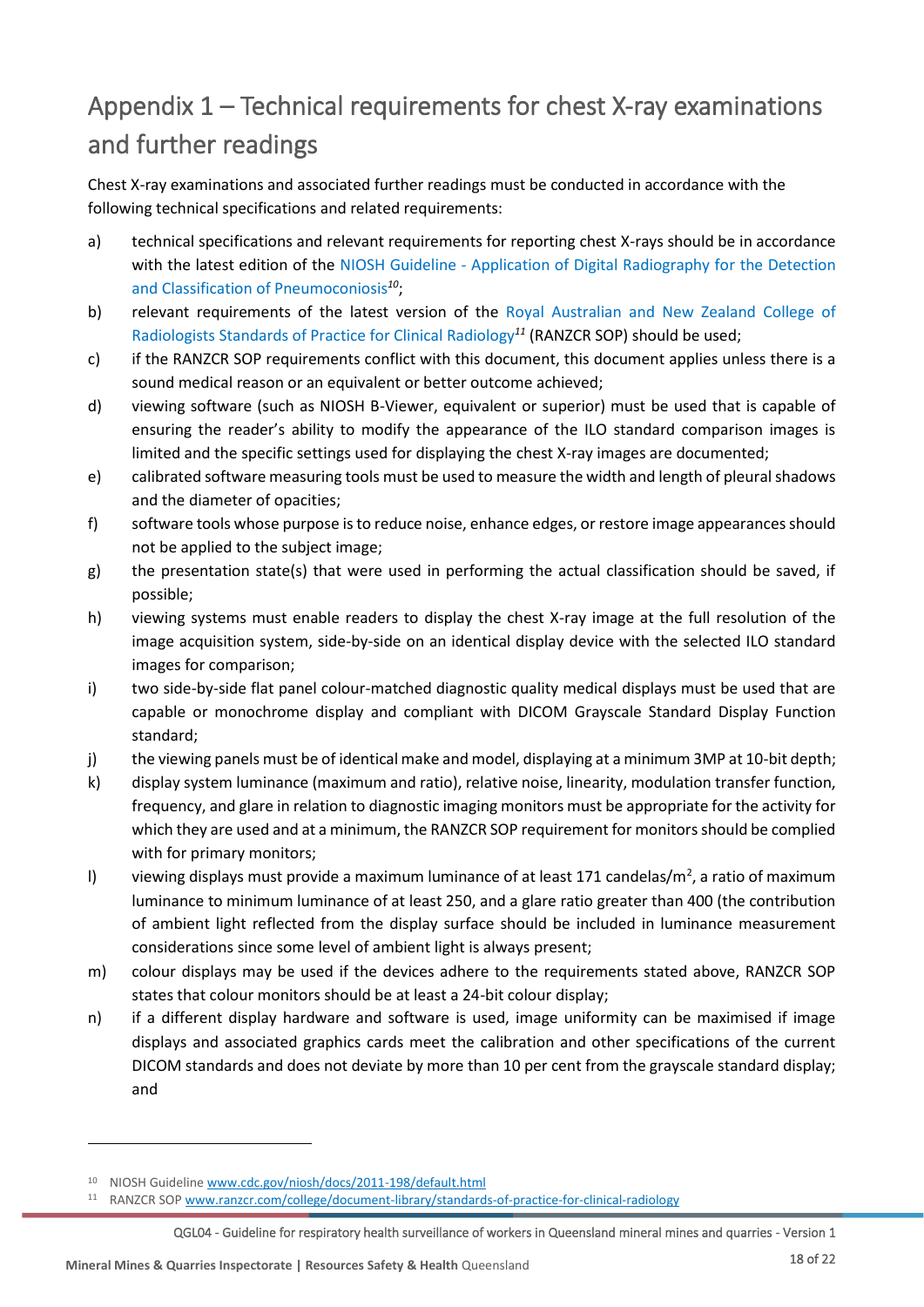# Appendix 1 – Technical requirements for chest X-ray examinations and further readings

Chest X-ray examinations and associated further readings must be conducted in accordance with the following technical specifications and related requirements:

a) technical specifications and relevant requirements for reporting chest X-rays should be in accordance with the latest edition of the NIOSH Guideline - Application of Digital Radiography for the Detection and Classification of Pneumoconiosis[10];

b) relevant requirements of the latest version of the Royal Australian and New Zealand College of Radiologists Standards of Practice for Clinical Radiology[11] (RANZCR SOP) should be used;

c) if the RANZCR SOP requirements conflict with this document, this document applies unless there is a sound medical reason or an equivalent or better outcome achieved;

d) viewing software (such as NIOSH B-Viewer, equivalent or superior) must be used that is capable of ensuring the reader's ability to modify the appearance of the ILO standard comparison images is limited and the specific settings used for displaying the chest X-ray images are documented;

e) calibrated software measuring tools must be used to measure the width and length of pleural shadows and the diameter of opacities;

f) software tools whose purpose is to reduce noise, enhance edges, or restore image appearances should not be applied to the subject image;

g) the presentation state(s) that were used in performing the actual classification should be saved, if possible;

h) viewing systems must enable readers to display the chest X-ray image at the full resolution of the image acquisition system, side-by-side on an identical display device with the selected ILO standard images for comparison;

i) two side-by-side flat panel colour-matched diagnostic quality medical displays must be used that are capable or monochrome display and compliant with DICOM Grayscale Standard Display Function standard;

j) the viewing panels must be of identical make and model, displaying at a minimum 3MP at 10-bit depth;

k) display system luminance (maximum and ratio), relative noise, linearity, modulation transfer function, frequency, and glare in relation to diagnostic imaging monitors must be appropriate for the activity for which they are used and at a minimum, the RANZCR SOP requirement for monitors should be complied with for primary monitors;

l) viewing displays must provide a maximum luminance of at least 171 candelas/m$^2$, a ratio of maximum luminance to minimum luminance of at least 250, and a glare ratio greater than 400 (the contribution of ambient light reflected from the display surface should be included in luminance measurement considerations since some level of ambient light is always present;

m) colour displays may be used if the devices adhere to the requirements stated above, RANZCR SOP states that colour monitors should be at least a 24-bit colour display;

n) if a different display hardware and software is used, image uniformity can be maximised if image displays and associated graphics cards meet the calibration and other specifications of the current DICOM standards and does not deviate by more than 10 per cent from the grayscale standard display; and

---

[10] NIOSH Guideline www.cdc.gov/niosh/docs/2011-198/default.html

[11] RANZCR SOP www.ranzcr.com/college/document-library/standards-of-practice-for-clinical-radiology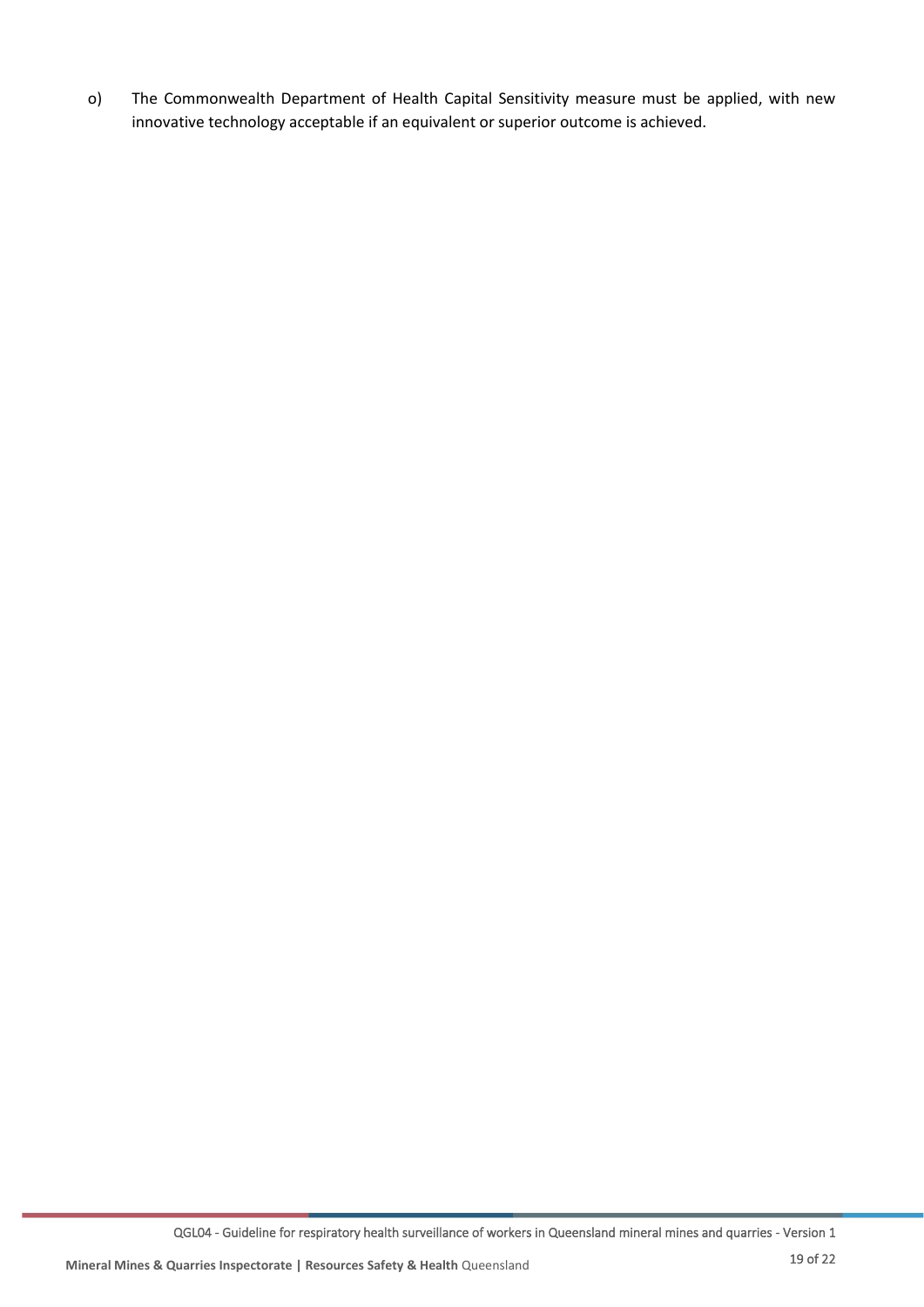o) The Commonwealth Department of Health Capital Sensitivity measure must be applied, with new innovative technology acceptable if an equivalent or superior outcome is achieved.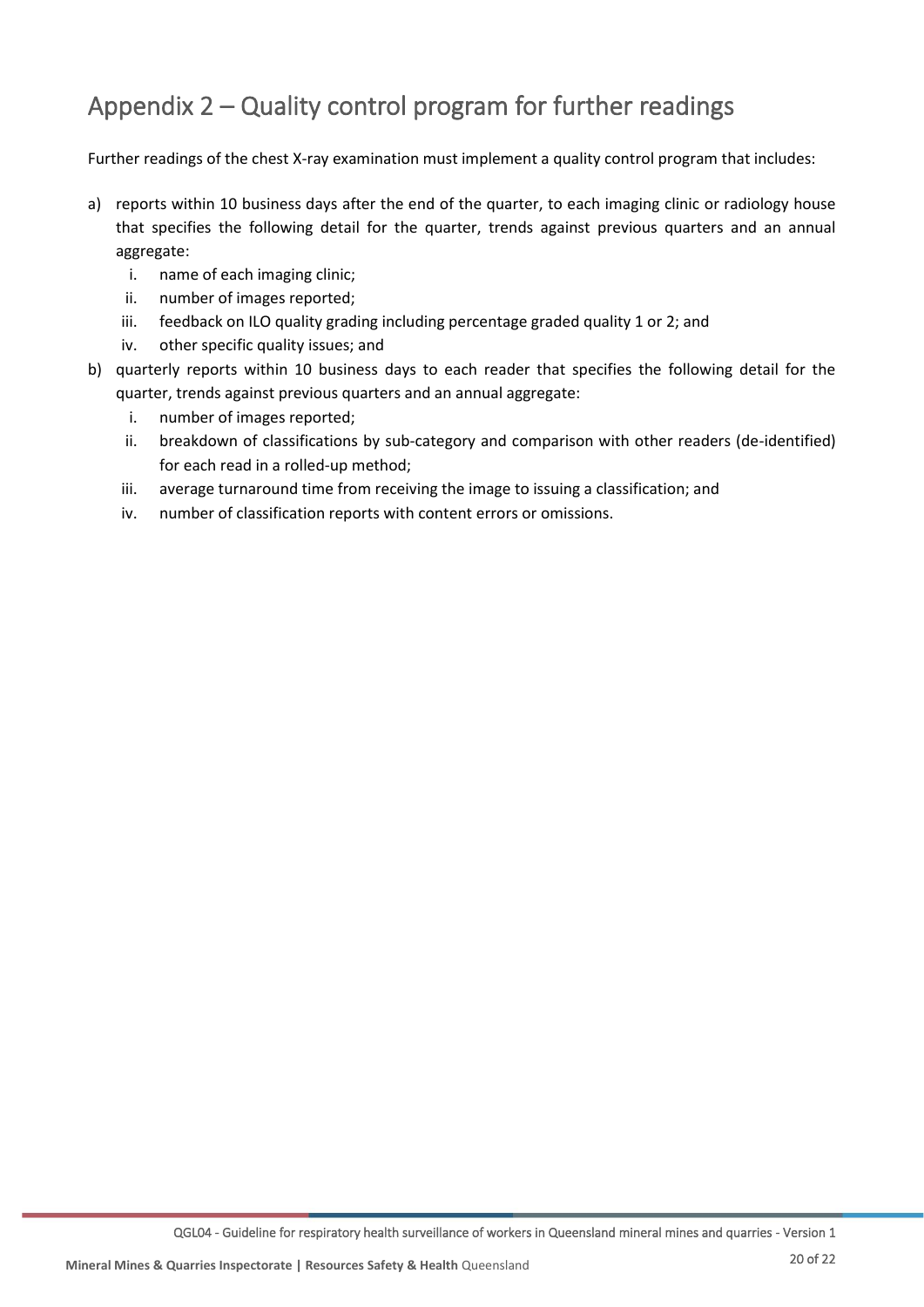# Appendix 2 – Quality control program for further readings

Further readings of the chest X-ray examination must implement a quality control program that includes:

a) reports within 10 business days after the end of the quarter, to each imaging clinic or radiology house that specifies the following detail for the quarter, trends against previous quarters and an annual aggregate:
   i. name of each imaging clinic;
   ii. number of images reported;
   iii. feedback on ILO quality grading including percentage graded quality 1 or 2; and
   iv. other specific quality issues; and

b) quarterly reports within 10 business days to each reader that specifies the following detail for the quarter, trends against previous quarters and an annual aggregate:
   i. number of images reported;
   ii. breakdown of classifications by sub-category and comparison with other readers (de-identified) for each read in a rolled-up method;
   iii. average turnaround time from receiving the image to issuing a classification; and
   iv. number of classification reports with content errors or omissions.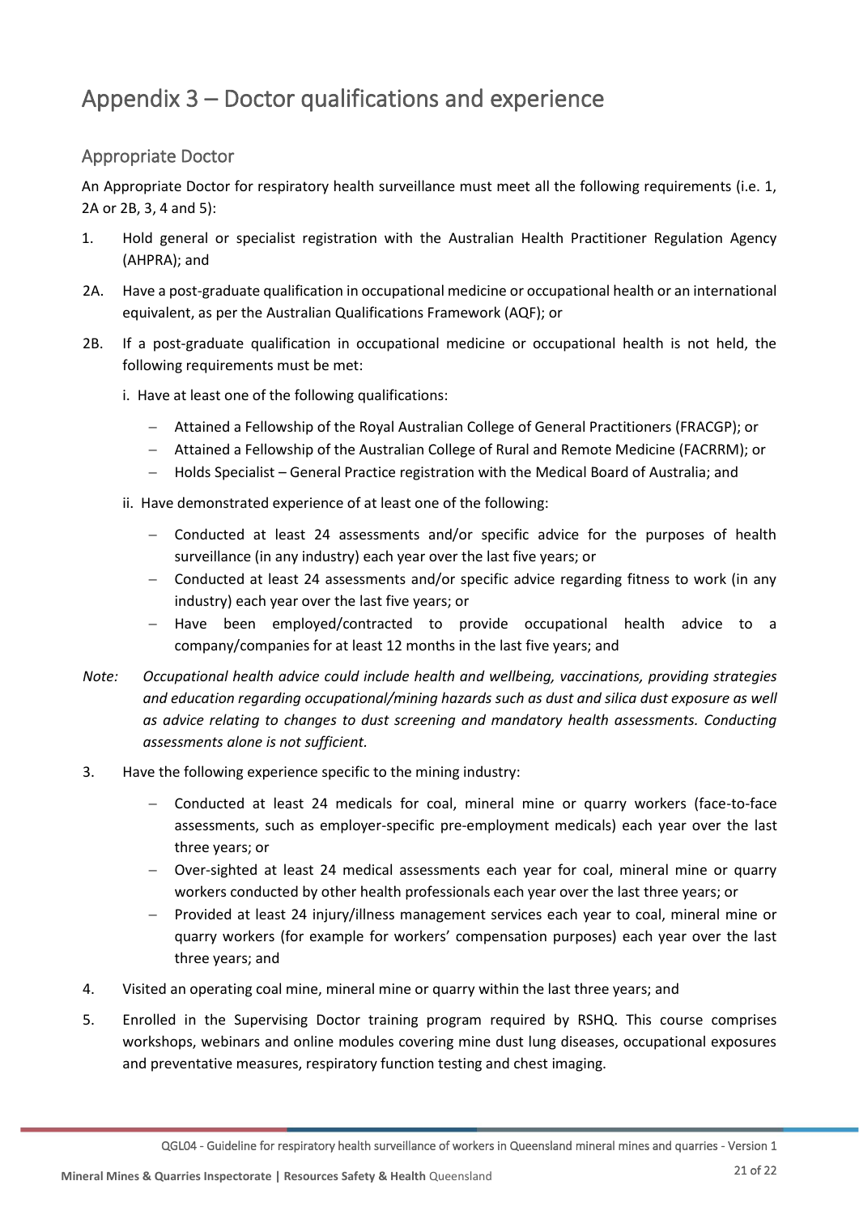# Appendix 3 – Doctor qualifications and experience

## Appropriate Doctor

An Appropriate Doctor for respiratory health surveillance must meet all the following requirements (i.e. 1, 2A or 2B, 3, 4 and 5):

1. Hold general or specialist registration with the Australian Health Practitioner Regulation Agency (AHPRA); and

2A. Have a post-graduate qualification in occupational medicine or occupational health or an international equivalent, as per the Australian Qualifications Framework (AQF); or

2B. If a post-graduate qualification in occupational medicine or occupational health is not held, the following requirements must be met:

   i. Have at least one of the following qualifications:

   - Attained a Fellowship of the Royal Australian College of General Practitioners (FRACGP); or
   - Attained a Fellowship of the Australian College of Rural and Remote Medicine (FACRRM); or
   - Holds Specialist – General Practice registration with the Medical Board of Australia; and

   ii. Have demonstrated experience of at least one of the following:

   - Conducted at least 24 assessments and/or specific advice for the purposes of health surveillance (in any industry) each year over the last five years; or
   - Conducted at least 24 assessments and/or specific advice regarding fitness to work (in any industry) each year over the last five years; or
   - Have been employed/contracted to provide occupational health advice to a company/companies for at least 12 months in the last five years; and

*Note: Occupational health advice could include health and wellbeing, vaccinations, providing strategies and education regarding occupational/mining hazards such as dust and silica dust exposure as well as advice relating to changes to dust screening and mandatory health assessments. Conducting assessments alone is not sufficient.*

3. Have the following experience specific to the mining industry:

   - Conducted at least 24 medicals for coal, mineral mine or quarry workers (face-to-face assessments, such as employer-specific pre-employment medicals) each year over the last three years; or
   - Over-sighted at least 24 medical assessments each year for coal, mineral mine or quarry workers conducted by other health professionals each year over the last three years; or
   - Provided at least 24 injury/illness management services each year to coal, mineral mine or quarry workers (for example for workers' compensation purposes) each year over the last three years; and

4. Visited an operating coal mine, mineral mine or quarry within the last three years; and

5. Enrolled in the Supervising Doctor training program required by RSHQ. This course comprises workshops, webinars and online modules covering mine dust lung diseases, occupational exposures and preventative measures, respiratory function testing and chest imaging.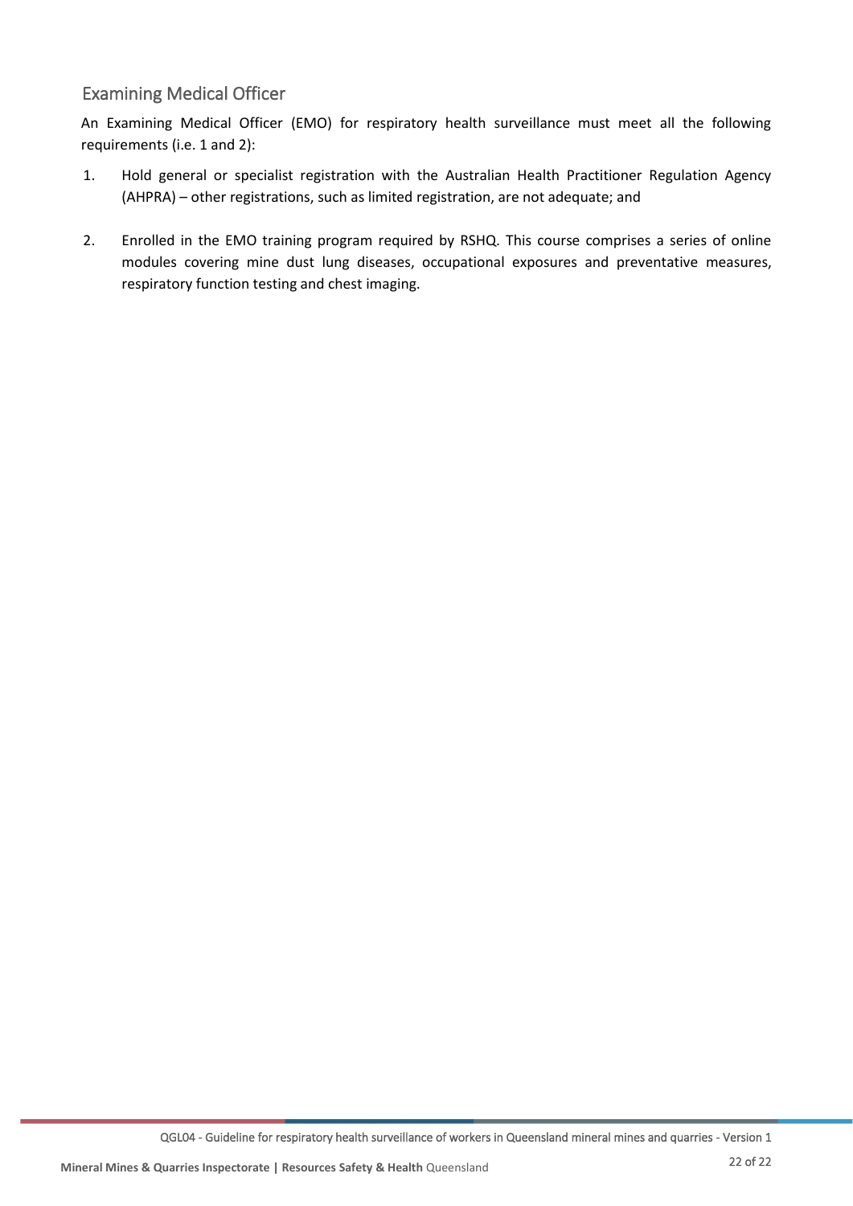## Examining Medical Officer

An Examining Medical Officer (EMO) for respiratory health surveillance must meet all the following requirements (i.e. 1 and 2):

1. Hold general or specialist registration with the Australian Health Practitioner Regulation Agency (AHPRA) – other registrations, such as limited registration, are not adequate; and

2. Enrolled in the EMO training program required by RSHQ. This course comprises a series of online modules covering mine dust lung diseases, occupational exposures and preventative measures, respiratory function testing and chest imaging.